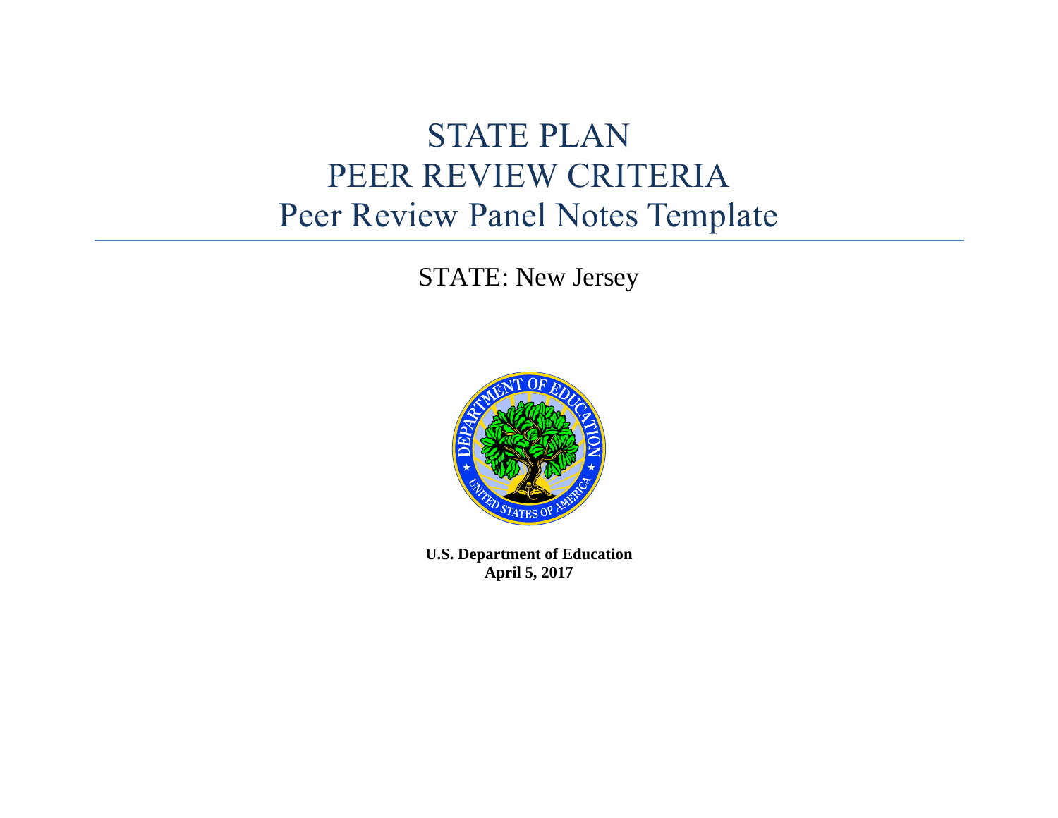# STATE PLAN
# PEER REVIEW CRITERIA
# Peer Review Panel Notes Template

STATE: New Jersey

**U.S. Department of Education**
**April 5, 2017**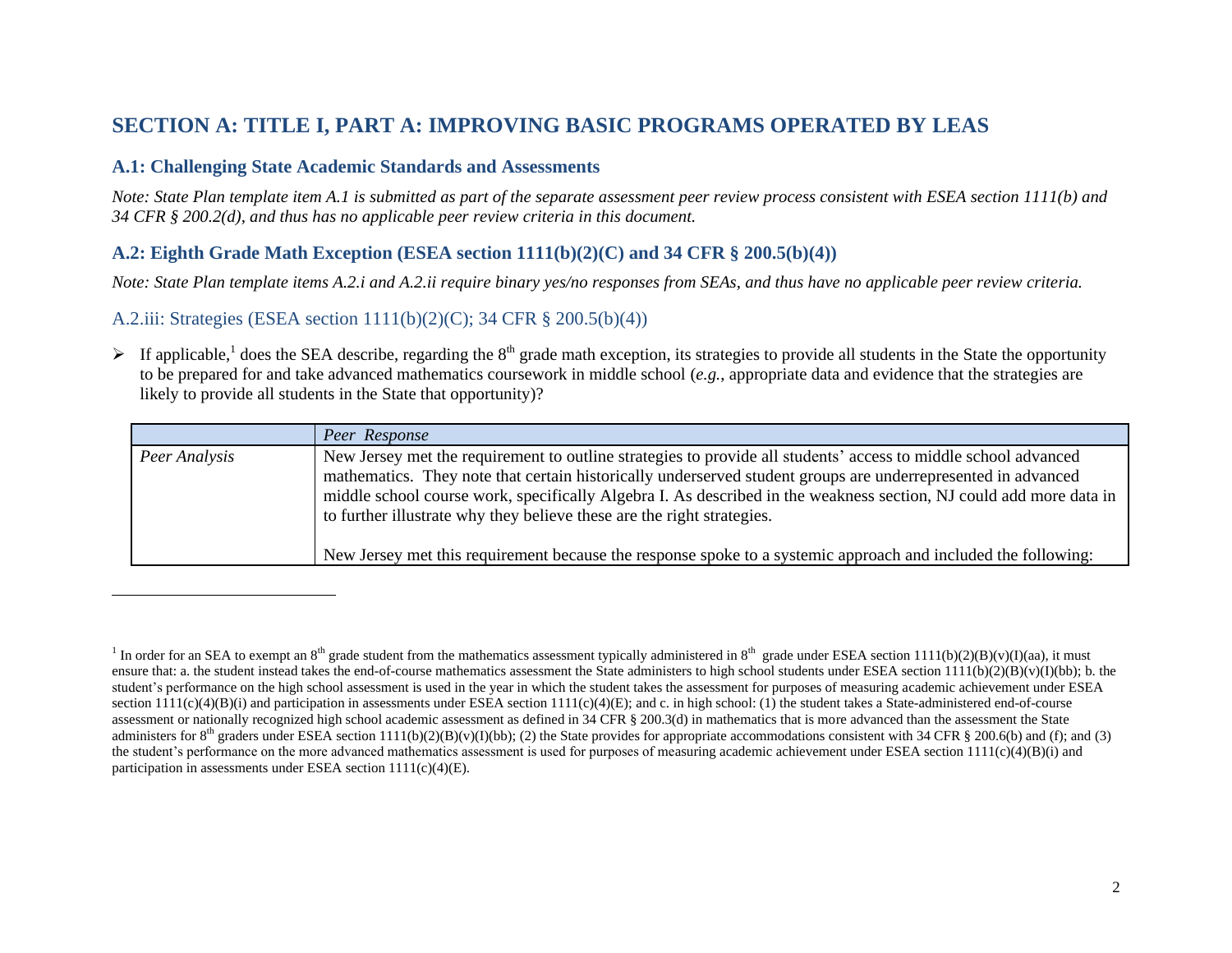## SECTION A: TITLE I, PART A: IMPROVING BASIC PROGRAMS OPERATED BY LEAS

### A.1: Challenging State Academic Standards and Assessments

*Note: State Plan template item A.1 is submitted as part of the separate assessment peer review process consistent with ESEA section 1111(b) and 34 CFR § 200.2(d), and thus has no applicable peer review criteria in this document.*

### A.2: Eighth Grade Math Exception (ESEA section 1111(b)(2)(C) and 34 CFR § 200.5(b)(4))

*Note: State Plan template items A.2.i and A.2.ii require binary yes/no responses from SEAs, and thus have no applicable peer review criteria.*

#### A.2.iii: Strategies (ESEA section 1111(b)(2)(C); 34 CFR § 200.5(b)(4))

- If applicable,[1] does the SEA describe, regarding the 8th grade math exception, its strategies to provide all students in the State the opportunity to be prepared for and take advanced mathematics coursework in middle school (*e.g.*, appropriate data and evidence that the strategies are likely to provide all students in the State that opportunity)?

| | *Peer Response* |
|---|---|
| *Peer Analysis* | New Jersey met the requirement to outline strategies to provide all students' access to middle school advanced mathematics. They note that certain historically underserved student groups are underrepresented in advanced middle school course work, specifically Algebra I. As described in the weakness section, NJ could add more data in to further illustrate why they believe these are the right strategies.<br><br>New Jersey met this requirement because the response spoke to a systemic approach and included the following: |

[1] In order for an SEA to exempt an 8th grade student from the mathematics assessment typically administered in 8th grade under ESEA section 1111(b)(2)(B)(v)(I)(aa), it must ensure that: a. the student instead takes the end-of-course mathematics assessment the State administers to high school students under ESEA section 1111(b)(2)(B)(v)(I)(bb); b. the student's performance on the high school assessment is used in the year in which the student takes the assessment for purposes of measuring academic achievement under ESEA section 1111(c)(4)(B)(i) and participation in assessments under ESEA section 1111(c)(4)(E); and c. in high school: (1) the student takes a State-administered end-of-course assessment or nationally recognized high school academic assessment as defined in 34 CFR § 200.3(d) in mathematics that is more advanced than the assessment the State administers for 8th graders under ESEA section 1111(b)(2)(B)(v)(I)(bb); (2) the State provides for appropriate accommodations consistent with 34 CFR § 200.6(b) and (f); and (3) the student's performance on the more advanced mathematics assessment is used for purposes of measuring academic achievement under ESEA section 1111(c)(4)(B)(i) and participation in assessments under ESEA section 1111(c)(4)(E).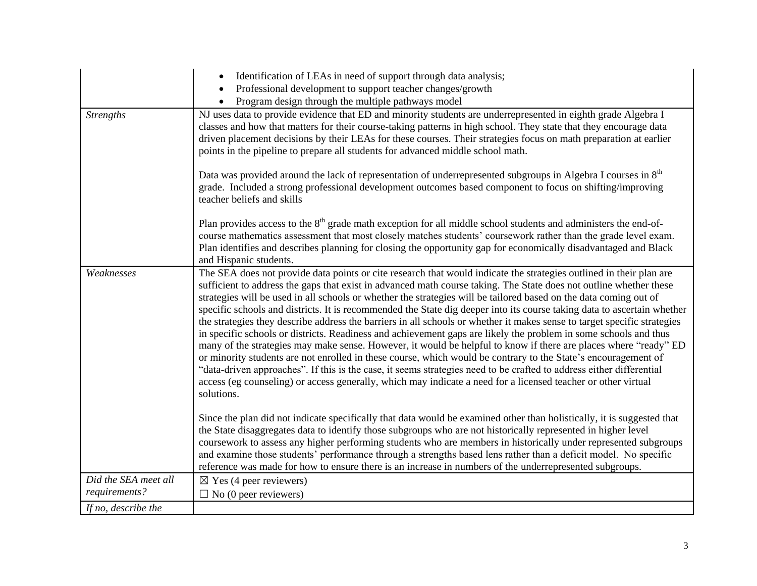| | |
|---|---|
| | • Identification of LEAs in need of support through data analysis;<br>• Professional development to support teacher changes/growth<br>• Program design through the multiple pathways model |
| *Strengths* | NJ uses data to provide evidence that ED and minority students are underrepresented in eighth grade Algebra I classes and how that matters for their course-taking patterns in high school. They state that they encourage data driven placement decisions by their LEAs for these courses. Their strategies focus on math preparation at earlier points in the pipeline to prepare all students for advanced middle school math.<br><br>Data was provided around the lack of representation of underrepresented subgroups in Algebra I courses in 8th grade. Included a strong professional development outcomes based component to focus on shifting/improving teacher beliefs and skills<br><br>Plan provides access to the 8th grade math exception for all middle school students and administers the end-of-course mathematics assessment that most closely matches students' coursework rather than the grade level exam. Plan identifies and describes planning for closing the opportunity gap for economically disadvantaged and Black and Hispanic students. |
| *Weaknesses* | The SEA does not provide data points or cite research that would indicate the strategies outlined in their plan are sufficient to address the gaps that exist in advanced math course taking. The State does not outline whether these strategies will be used in all schools or whether the strategies will be tailored based on the data coming out of specific schools and districts. It is recommended the State dig deeper into its course taking data to ascertain whether the strategies they describe address the barriers in all schools or whether it makes sense to target specific strategies in specific schools or districts. Readiness and achievement gaps are likely the problem in some schools and thus many of the strategies may make sense. However, it would be helpful to know if there are places where "ready" ED or minority students are not enrolled in these course, which would be contrary to the State's encouragement of "data-driven approaches". If this is the case, it seems strategies need to be crafted to address either differential access (eg counseling) or access generally, which may indicate a need for a licensed teacher or other virtual solutions.<br><br>Since the plan did not indicate specifically that data would be examined other than holistically, it is suggested that the State disaggregates data to identify those subgroups who are not historically represented in higher level coursework to assess any higher performing students who are members in historically under represented subgroups and examine those students' performance through a strengths based lens rather than a deficit model. No specific reference was made for how to ensure there is an increase in numbers of the underrepresented subgroups. |
| *Did the SEA meet all requirements?* | ☒ Yes (4 peer reviewers)<br>☐ No (0 peer reviewers) |
| *If no, describe the* | |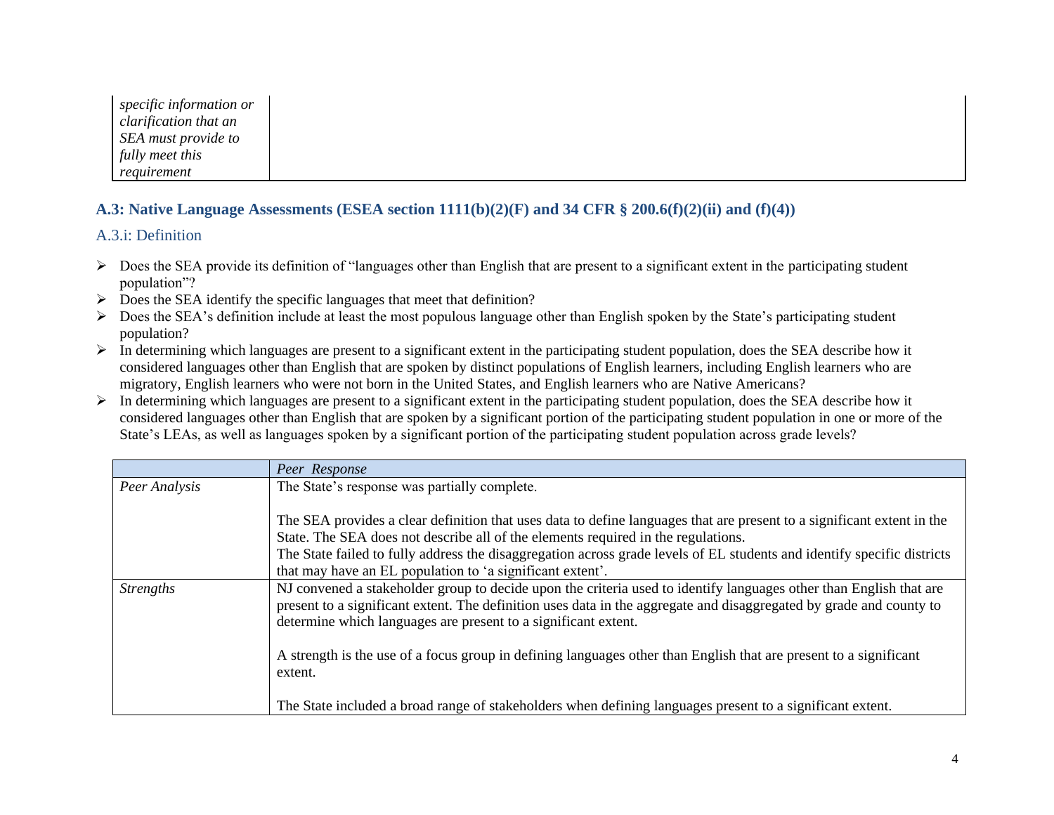| *specific information or clarification that an SEA must provide to fully meet this requirement* | |
|---|---|

### A.3: Native Language Assessments (ESEA section 1111(b)(2)(F) and 34 CFR § 200.6(f)(2)(ii) and (f)(4))

#### A.3.i: Definition

- Does the SEA provide its definition of "languages other than English that are present to a significant extent in the participating student population"?
- Does the SEA identify the specific languages that meet that definition?
- Does the SEA's definition include at least the most populous language other than English spoken by the State's participating student population?
- In determining which languages are present to a significant extent in the participating student population, does the SEA describe how it considered languages other than English that are spoken by distinct populations of English learners, including English learners who are migratory, English learners who were not born in the United States, and English learners who are Native Americans?
- In determining which languages are present to a significant extent in the participating student population, does the SEA describe how it considered languages other than English that are spoken by a significant portion of the participating student population in one or more of the State's LEAs, as well as languages spoken by a significant portion of the participating student population across grade levels?

| | *Peer Response* |
|---|---|
| *Peer Analysis* | The State's response was partially complete.<br><br>The SEA provides a clear definition that uses data to define languages that are present to a significant extent in the State. The SEA does not describe all of the elements required in the regulations.<br>The State failed to fully address the disaggregation across grade levels of EL students and identify specific districts that may have an EL population to 'a significant extent'. |
| *Strengths* | NJ convened a stakeholder group to decide upon the criteria used to identify languages other than English that are present to a significant extent. The definition uses data in the aggregate and disaggregated by grade and county to determine which languages are present to a significant extent.<br><br>A strength is the use of a focus group in defining languages other than English that are present to a significant extent.<br><br>The State included a broad range of stakeholders when defining languages present to a significant extent. |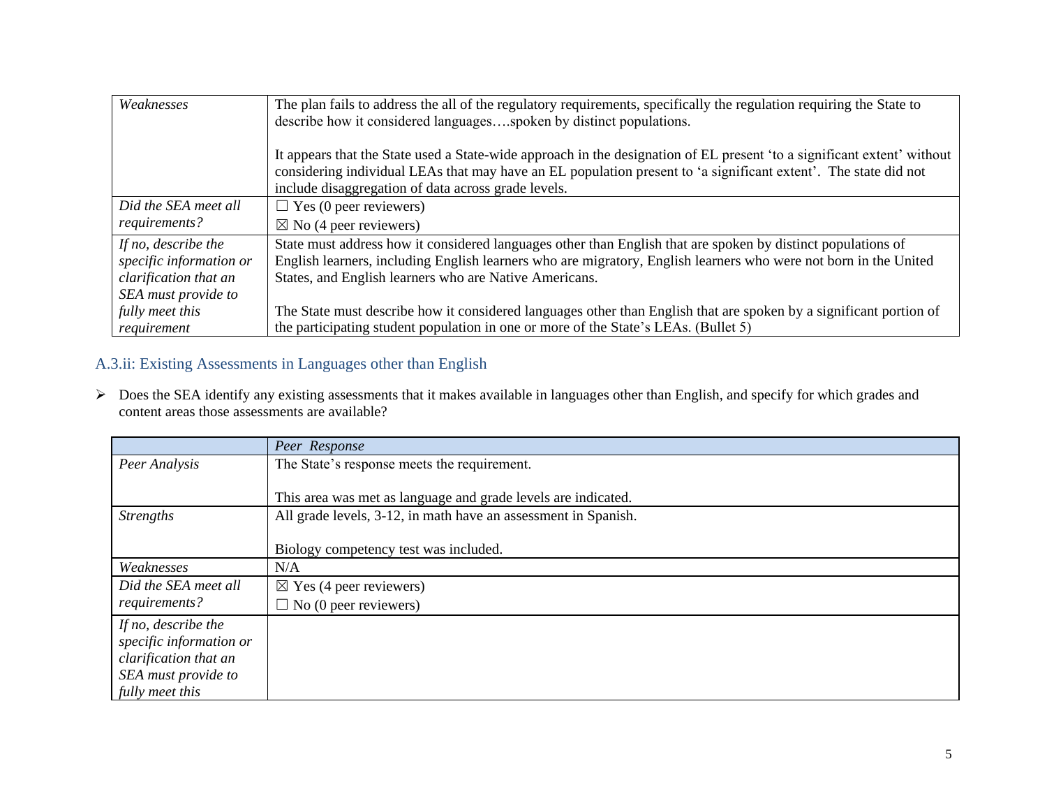| | |
|---|---|
| *Weaknesses* | The plan fails to address the all of the regulatory requirements, specifically the regulation requiring the State to describe how it considered languages….spoken by distinct populations.<br><br>It appears that the State used a State-wide approach in the designation of EL present 'to a significant extent' without considering individual LEAs that may have an EL population present to 'a significant extent'. The state did not include disaggregation of data across grade levels. |
| *Did the SEA meet all requirements?* | ☐ Yes (0 peer reviewers)<br>☒ No (4 peer reviewers) |
| *If no, describe the specific information or clarification that an SEA must provide to fully meet this requirement* | State must address how it considered languages other than English that are spoken by distinct populations of English learners, including English learners who are migratory, English learners who were not born in the United States, and English learners who are Native Americans.<br><br>The State must describe how it considered languages other than English that are spoken by a significant portion of the participating student population in one or more of the State's LEAs. (Bullet 5) |

## A.3.ii: Existing Assessments in Languages other than English

➢ Does the SEA identify any existing assessments that it makes available in languages other than English, and specify for which grades and content areas those assessments are available?

| | *Peer Response* |
|---|---|
| *Peer Analysis* | The State's response meets the requirement.<br><br>This area was met as language and grade levels are indicated. |
| *Strengths* | All grade levels, 3-12, in math have an assessment in Spanish.<br><br>Biology competency test was included. |
| *Weaknesses* | N/A |
| *Did the SEA meet all requirements?* | ☒ Yes (4 peer reviewers)<br>☐ No (0 peer reviewers) |
| *If no, describe the specific information or clarification that an SEA must provide to fully meet this* | |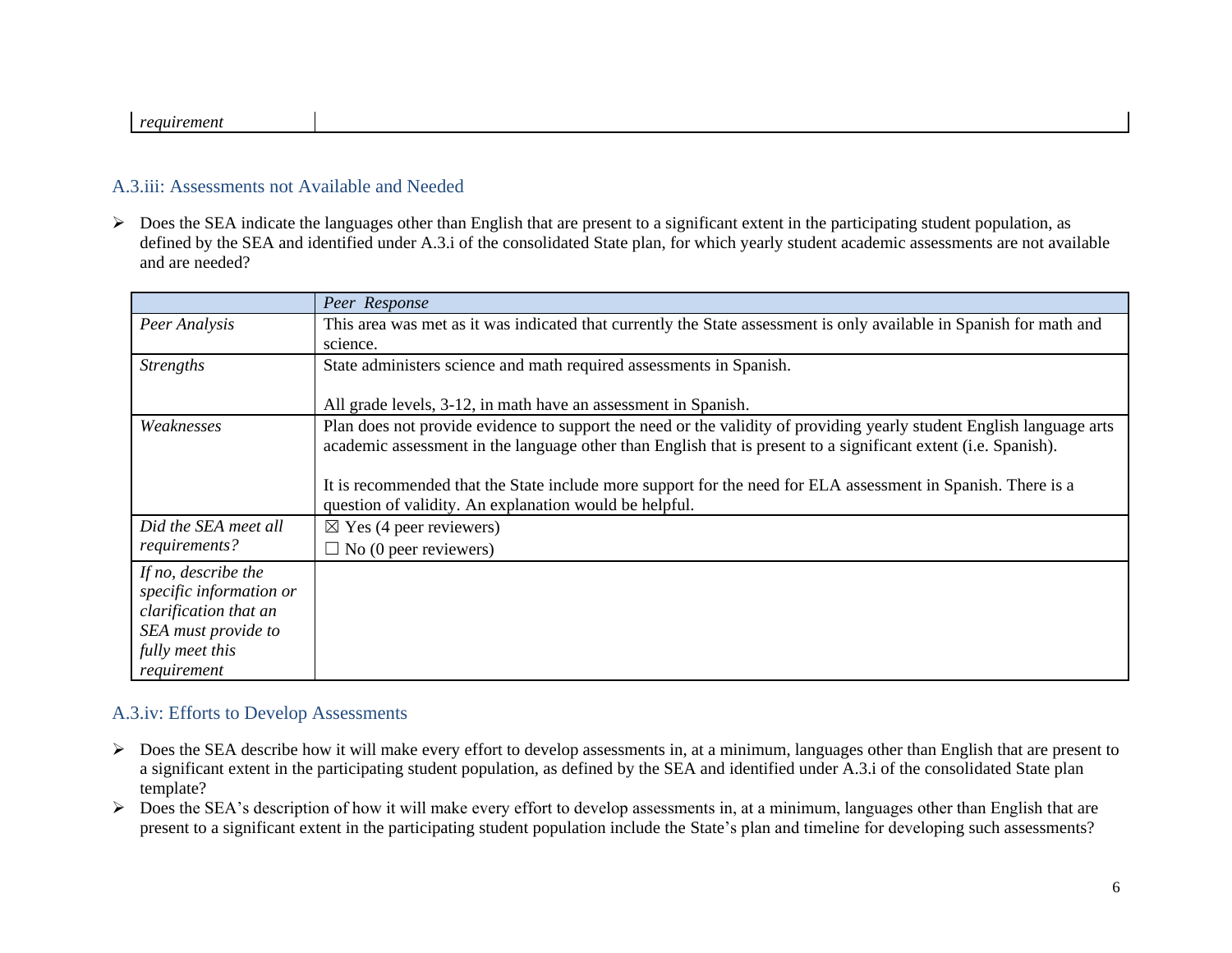| *requirement* | |
|---|---|

### A.3.iii: Assessments not Available and Needed

- Does the SEA indicate the languages other than English that are present to a significant extent in the participating student population, as defined by the SEA and identified under A.3.i of the consolidated State plan, for which yearly student academic assessments are not available and are needed?

| | *Peer Response* |
|---|---|
| *Peer Analysis* | This area was met as it was indicated that currently the State assessment is only available in Spanish for math and science. |
| *Strengths* | State administers science and math required assessments in Spanish.<br><br>All grade levels, 3-12, in math have an assessment in Spanish. |
| *Weaknesses* | Plan does not provide evidence to support the need or the validity of providing yearly student English language arts academic assessment in the language other than English that is present to a significant extent (i.e. Spanish).<br><br>It is recommended that the State include more support for the need for ELA assessment in Spanish. There is a question of validity. An explanation would be helpful. |
| *Did the SEA meet all requirements?* | ☒ Yes (4 peer reviewers)<br>☐ No (0 peer reviewers) |
| *If no, describe the specific information or clarification that an SEA must provide to fully meet this requirement* | |

### A.3.iv: Efforts to Develop Assessments

- Does the SEA describe how it will make every effort to develop assessments in, at a minimum, languages other than English that are present to a significant extent in the participating student population, as defined by the SEA and identified under A.3.i of the consolidated State plan template?
- Does the SEA's description of how it will make every effort to develop assessments in, at a minimum, languages other than English that are present to a significant extent in the participating student population include the State's plan and timeline for developing such assessments?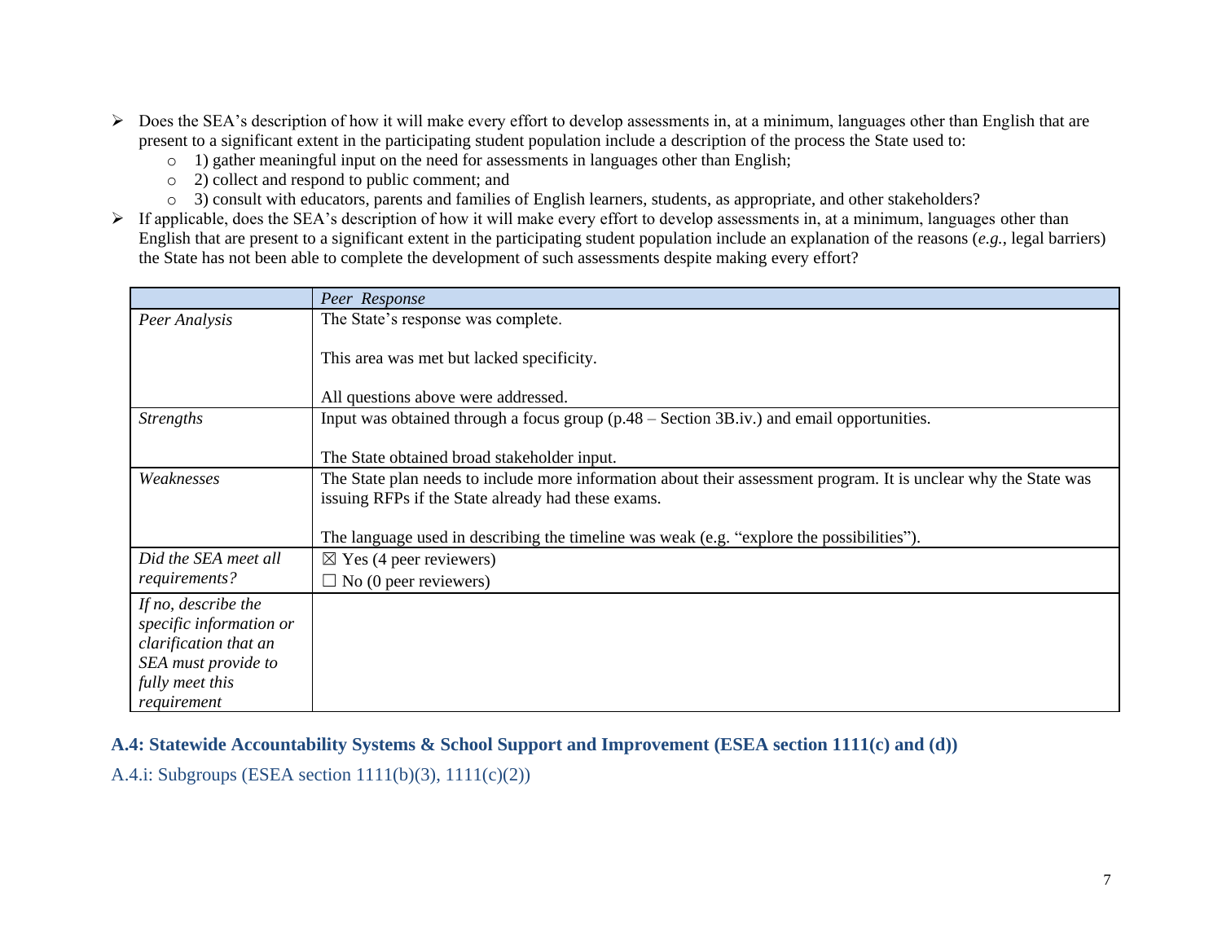- Does the SEA's description of how it will make every effort to develop assessments in, at a minimum, languages other than English that are present to a significant extent in the participating student population include a description of the process the State used to:
  - 1) gather meaningful input on the need for assessments in languages other than English;
  - 2) collect and respond to public comment; and
  - 3) consult with educators, parents and families of English learners, students, as appropriate, and other stakeholders?
- If applicable, does the SEA's description of how it will make every effort to develop assessments in, at a minimum, languages other than English that are present to a significant extent in the participating student population include an explanation of the reasons (*e.g.*, legal barriers) the State has not been able to complete the development of such assessments despite making every effort?

| | *Peer Response* |
|---|---|
| *Peer Analysis* | The State's response was complete.<br><br>This area was met but lacked specificity.<br><br>All questions above were addressed. |
| *Strengths* | Input was obtained through a focus group (p.48 – Section 3B.iv.) and email opportunities.<br><br>The State obtained broad stakeholder input. |
| *Weaknesses* | The State plan needs to include more information about their assessment program. It is unclear why the State was issuing RFPs if the State already had these exams.<br><br>The language used in describing the timeline was weak (e.g. "explore the possibilities"). |
| *Did the SEA meet all requirements?* | ☒ Yes (4 peer reviewers)<br>☐ No (0 peer reviewers) |
| *If no, describe the specific information or clarification that an SEA must provide to fully meet this requirement* | |

## A.4: Statewide Accountability Systems & School Support and Improvement (ESEA section 1111(c) and (d))

### A.4.i: Subgroups (ESEA section 1111(b)(3), 1111(c)(2))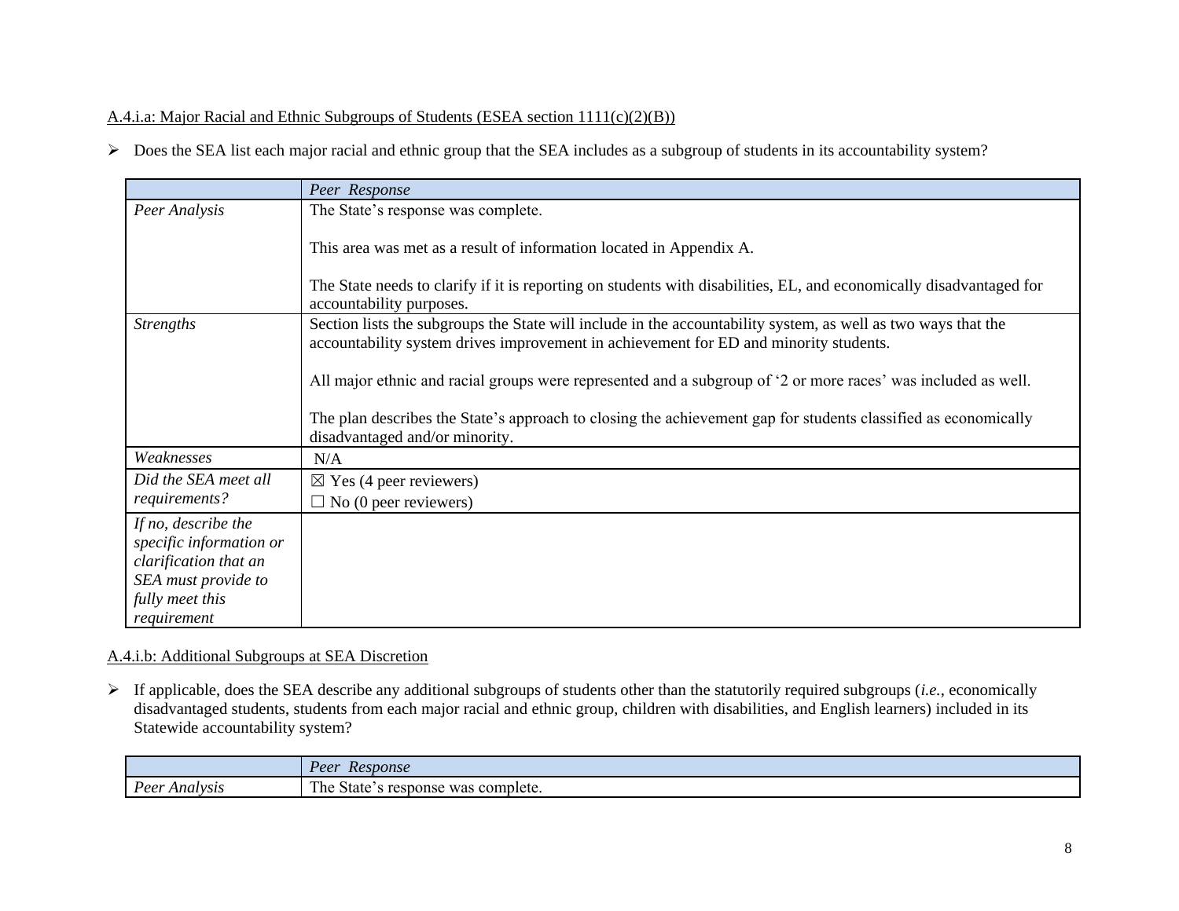A.4.i.a: Major Racial and Ethnic Subgroups of Students (ESEA section 1111(c)(2)(B))

- Does the SEA list each major racial and ethnic group that the SEA includes as a subgroup of students in its accountability system?

| | *Peer Response* |
|---|---|
| *Peer Analysis* | The State's response was complete.<br><br>This area was met as a result of information located in Appendix A.<br><br>The State needs to clarify if it is reporting on students with disabilities, EL, and economically disadvantaged for accountability purposes. |
| *Strengths* | Section lists the subgroups the State will include in the accountability system, as well as two ways that the accountability system drives improvement in achievement for ED and minority students.<br><br>All major ethnic and racial groups were represented and a subgroup of '2 or more races' was included as well.<br><br>The plan describes the State's approach to closing the achievement gap for students classified as economically disadvantaged and/or minority. |
| *Weaknesses* | N/A |
| *Did the SEA meet all requirements?* | ☒ Yes (4 peer reviewers)<br>☐ No (0 peer reviewers) |
| *If no, describe the specific information or clarification that an SEA must provide to fully meet this requirement* | |

A.4.i.b: Additional Subgroups at SEA Discretion

- If applicable, does the SEA describe any additional subgroups of students other than the statutorily required subgroups (*i.e.*, economically disadvantaged students, students from each major racial and ethnic group, children with disabilities, and English learners) included in its Statewide accountability system?

| | *Peer Response* |
|---|---|
| *Peer Analysis* | The State's response was complete. |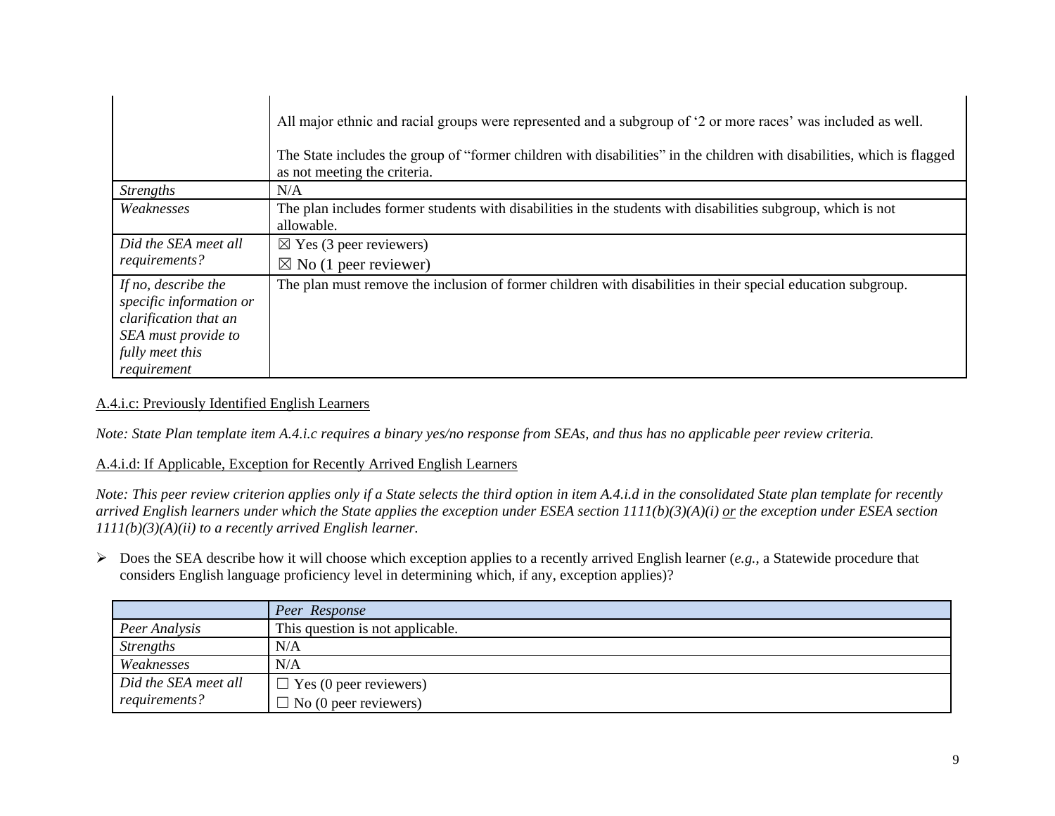| | |
|---|---|
| | All major ethnic and racial groups were represented and a subgroup of '2 or more races' was included as well.<br><br>The State includes the group of "former children with disabilities" in the children with disabilities, which is flagged as not meeting the criteria. |
| *Strengths* | N/A |
| *Weaknesses* | The plan includes former students with disabilities in the students with disabilities subgroup, which is not allowable. |
| *Did the SEA meet all requirements?* | ☒ Yes (3 peer reviewers)<br>☒ No (1 peer reviewer) |
| *If no, describe the specific information or clarification that an SEA must provide to fully meet this requirement* | The plan must remove the inclusion of former children with disabilities in their special education subgroup. |

A.4.i.c: Previously Identified English Learners

*Note: State Plan template item A.4.i.c requires a binary yes/no response from SEAs, and thus has no applicable peer review criteria.*

A.4.i.d: If Applicable, Exception for Recently Arrived English Learners

*Note: This peer review criterion applies only if a State selects the third option in item A.4.i.d in the consolidated State plan template for recently arrived English learners under which the State applies the exception under ESEA section 1111(b)(3)(A)(i) or the exception under ESEA section 1111(b)(3)(A)(ii) to a recently arrived English learner.*

- Does the SEA describe how it will choose which exception applies to a recently arrived English learner (*e.g.*, a Statewide procedure that considers English language proficiency level in determining which, if any, exception applies)?

| | *Peer Response* |
|---|---|
| *Peer Analysis* | This question is not applicable. |
| *Strengths* | N/A |
| *Weaknesses* | N/A |
| *Did the SEA meet all requirements?* | ☐ Yes (0 peer reviewers)<br>☐ No (0 peer reviewers) |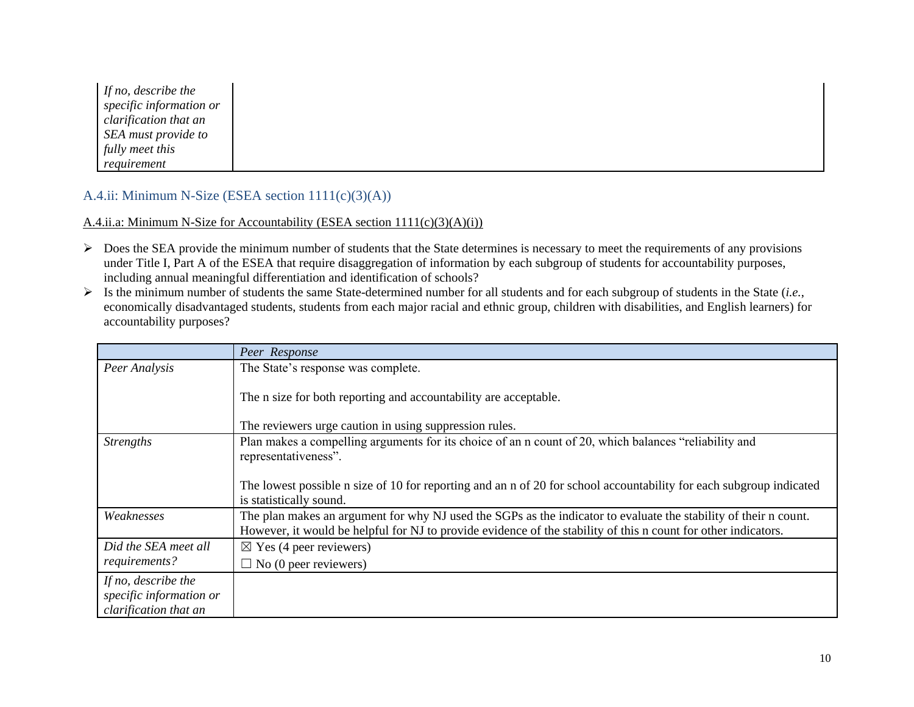| *If no, describe the specific information or clarification that an SEA must provide to fully meet this requirement* | |
|---|---|

## A.4.ii: Minimum N-Size (ESEA section 1111(c)(3)(A))

A.4.ii.a: Minimum N-Size for Accountability (ESEA section 1111(c)(3)(A)(i))

- Does the SEA provide the minimum number of students that the State determines is necessary to meet the requirements of any provisions under Title I, Part A of the ESEA that require disaggregation of information by each subgroup of students for accountability purposes, including annual meaningful differentiation and identification of schools?
- Is the minimum number of students the same State-determined number for all students and for each subgroup of students in the State (*i.e.*, economically disadvantaged students, students from each major racial and ethnic group, children with disabilities, and English learners) for accountability purposes?

| | *Peer Response* |
|---|---|
| *Peer Analysis* | The State's response was complete.<br><br>The n size for both reporting and accountability are acceptable.<br><br>The reviewers urge caution in using suppression rules. |
| *Strengths* | Plan makes a compelling arguments for its choice of an n count of 20, which balances "reliability and representativeness".<br><br>The lowest possible n size of 10 for reporting and an n of 20 for school accountability for each subgroup indicated is statistically sound. |
| *Weaknesses* | The plan makes an argument for why NJ used the SGPs as the indicator to evaluate the stability of their n count. However, it would be helpful for NJ to provide evidence of the stability of this n count for other indicators. |
| *Did the SEA meet all requirements?* | ☒ Yes (4 peer reviewers)<br>☐ No (0 peer reviewers) |
| *If no, describe the specific information or clarification that an* | |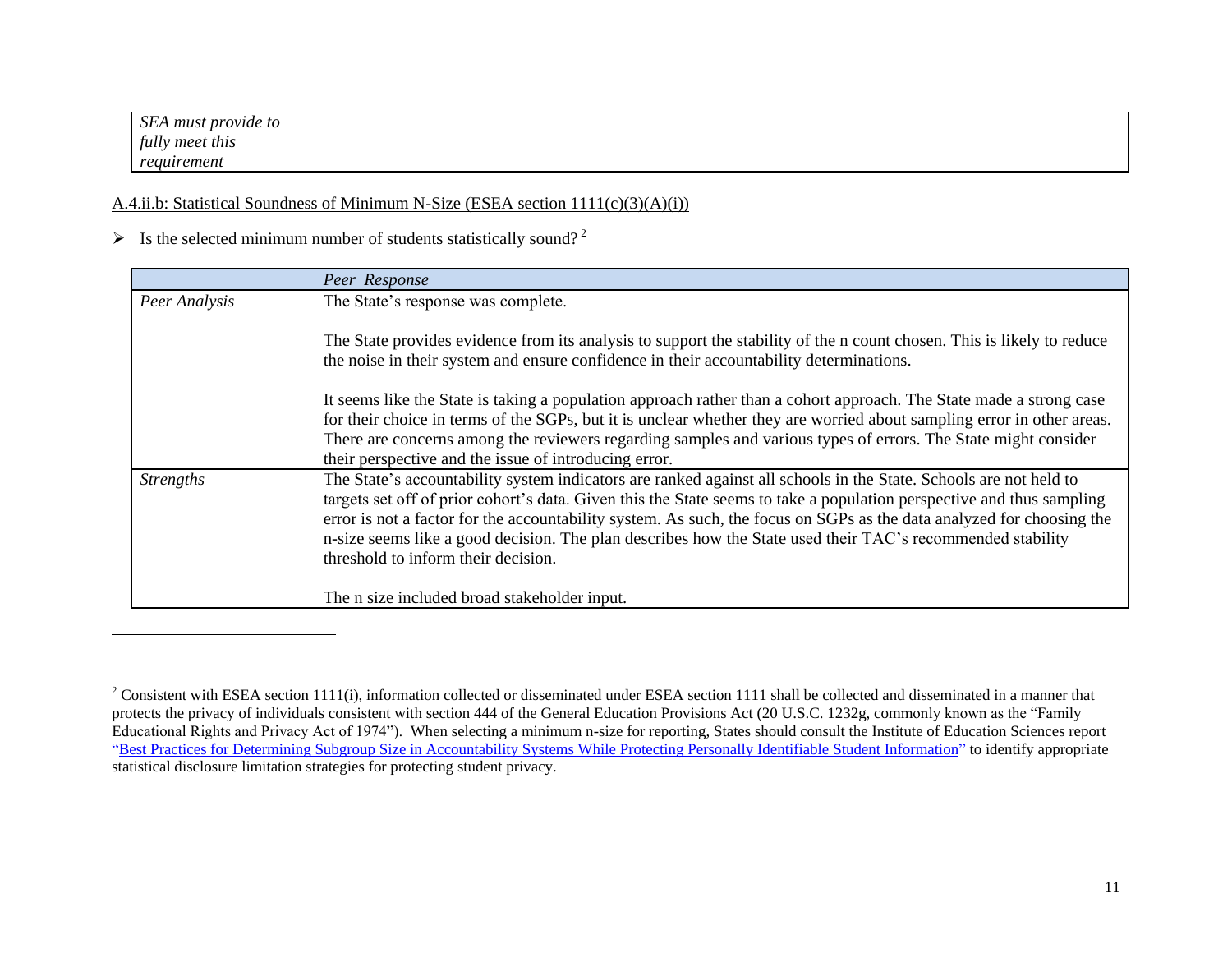| | |
|---|---|
| *SEA must provide to fully meet this requirement* | |

A.4.ii.b: Statistical Soundness of Minimum N-Size (ESEA section 1111(c)(3)(A)(i))

- Is the selected minimum number of students statistically sound? [2]

| | *Peer Response* |
|---|---|
| *Peer Analysis* | The State's response was complete.<br><br>The State provides evidence from its analysis to support the stability of the n count chosen. This is likely to reduce the noise in their system and ensure confidence in their accountability determinations.<br><br>It seems like the State is taking a population approach rather than a cohort approach. The State made a strong case for their choice in terms of the SGPs, but it is unclear whether they are worried about sampling error in other areas. There are concerns among the reviewers regarding samples and various types of errors. The State might consider their perspective and the issue of introducing error. |
| *Strengths* | The State's accountability system indicators are ranked against all schools in the State. Schools are not held to targets set off of prior cohort's data. Given this the State seems to take a population perspective and thus sampling error is not a factor for the accountability system. As such, the focus on SGPs as the data analyzed for choosing the n-size seems like a good decision. The plan describes how the State used their TAC's recommended stability threshold to inform their decision.<br><br>The n size included broad stakeholder input. |

[2] Consistent with ESEA section 1111(i), information collected or disseminated under ESEA section 1111 shall be collected and disseminated in a manner that protects the privacy of individuals consistent with section 444 of the General Education Provisions Act (20 U.S.C. 1232g, commonly known as the "Family Educational Rights and Privacy Act of 1974"). When selecting a minimum n-size for reporting, States should consult the Institute of Education Sciences report "Best Practices for Determining Subgroup Size in Accountability Systems While Protecting Personally Identifiable Student Information" to identify appropriate statistical disclosure limitation strategies for protecting student privacy.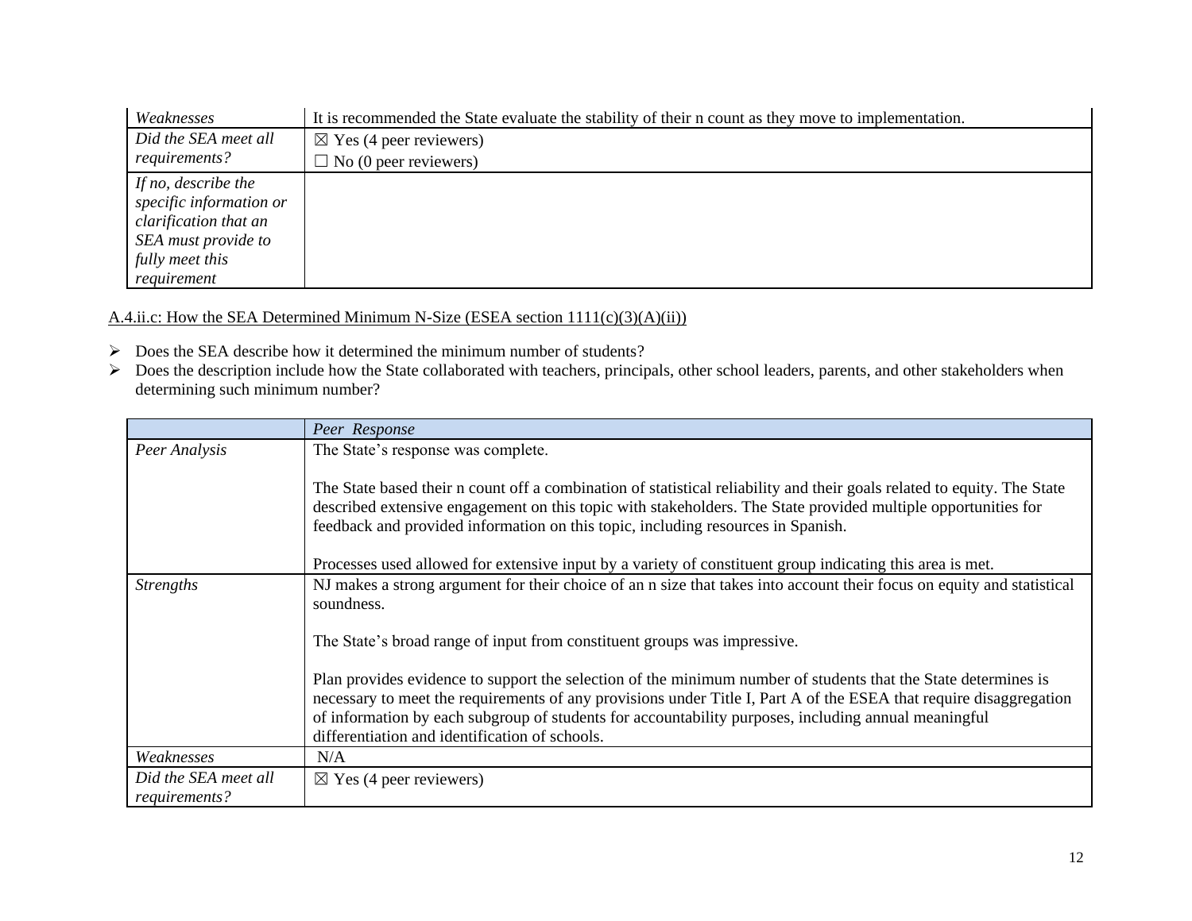| | |
|---|---|
| *Weaknesses* | It is recommended the State evaluate the stability of their n count as they move to implementation. |
| *Did the SEA meet all requirements?* | ☒ Yes (4 peer reviewers)<br>☐ No (0 peer reviewers) |
| *If no, describe the specific information or clarification that an SEA must provide to fully meet this requirement* | |

A.4.ii.c: How the SEA Determined Minimum N-Size (ESEA section 1111(c)(3)(A)(ii))

- Does the SEA describe how it determined the minimum number of students?
- Does the description include how the State collaborated with teachers, principals, other school leaders, parents, and other stakeholders when determining such minimum number?

| | *Peer Response* |
|---|---|
| *Peer Analysis* | The State's response was complete.<br><br>The State based their n count off a combination of statistical reliability and their goals related to equity. The State described extensive engagement on this topic with stakeholders. The State provided multiple opportunities for feedback and provided information on this topic, including resources in Spanish.<br><br>Processes used allowed for extensive input by a variety of constituent group indicating this area is met. |
| *Strengths* | NJ makes a strong argument for their choice of an n size that takes into account their focus on equity and statistical soundness.<br><br>The State's broad range of input from constituent groups was impressive.<br><br>Plan provides evidence to support the selection of the minimum number of students that the State determines is necessary to meet the requirements of any provisions under Title I, Part A of the ESEA that require disaggregation of information by each subgroup of students for accountability purposes, including annual meaningful differentiation and identification of schools. |
| *Weaknesses* | N/A |
| *Did the SEA meet all requirements?* | ☒ Yes (4 peer reviewers) |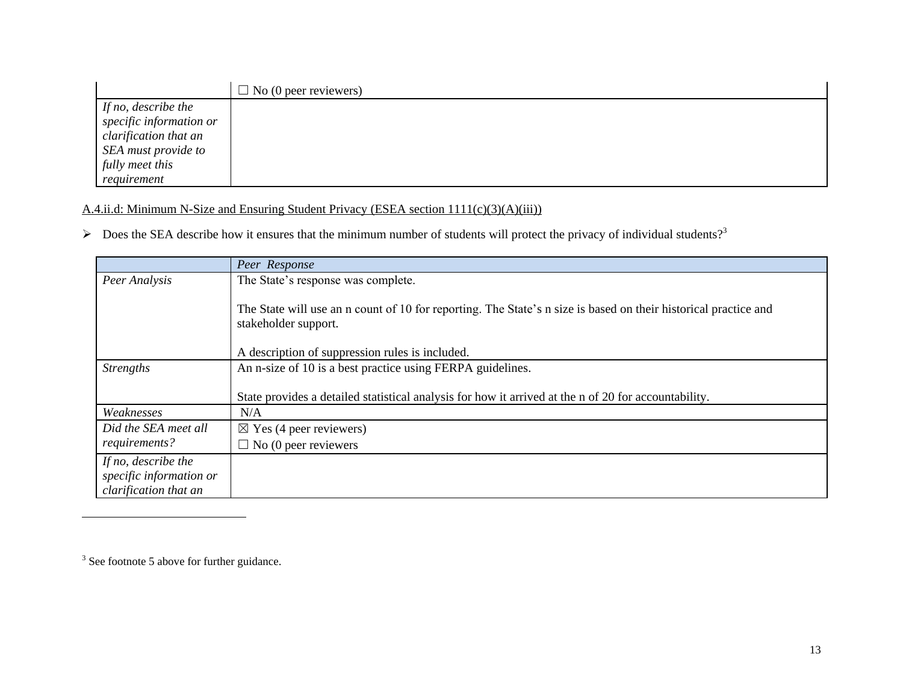| | ☐ No (0 peer reviewers) |
|---|---|
| *If no, describe the specific information or clarification that an SEA must provide to fully meet this requirement* | |

A.4.ii.d: Minimum N-Size and Ensuring Student Privacy (ESEA section 1111(c)(3)(A)(iii))

- Does the SEA describe how it ensures that the minimum number of students will protect the privacy of individual students?[3]

| | *Peer Response* |
|---|---|
| *Peer Analysis* | The State's response was complete.<br><br>The State will use an n count of 10 for reporting. The State's n size is based on their historical practice and stakeholder support.<br><br>A description of suppression rules is included. |
| *Strengths* | An n-size of 10 is a best practice using FERPA guidelines.<br><br>State provides a detailed statistical analysis for how it arrived at the n of 20 for accountability. |
| *Weaknesses* | N/A |
| *Did the SEA meet all requirements?* | ☒ Yes (4 peer reviewers)<br>☐ No (0 peer reviewers |
| *If no, describe the specific information or clarification that an* | |

[3] See footnote 5 above for further guidance.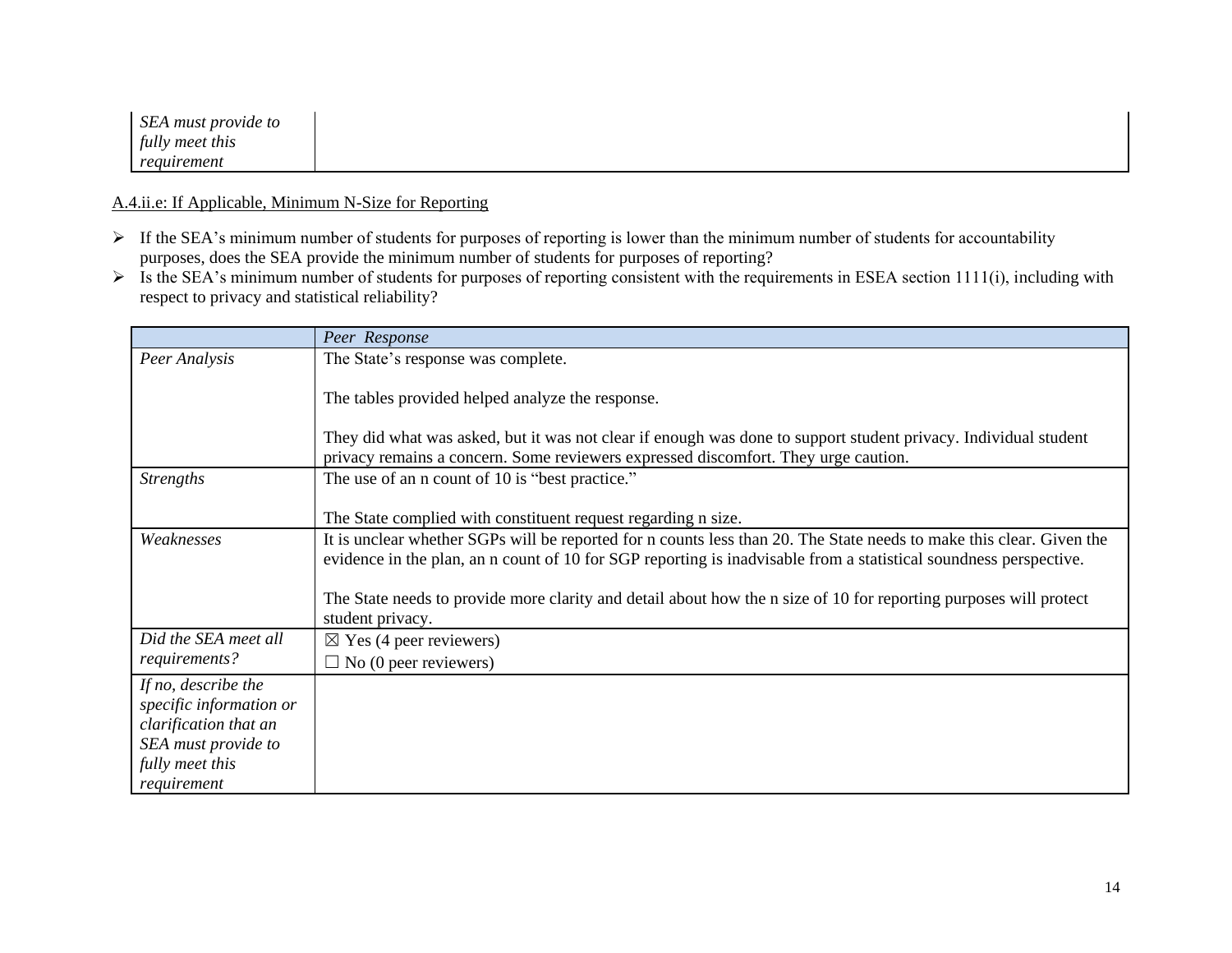| *SEA must provide to fully meet this requirement* | |
|---|---|

A.4.ii.e: If Applicable, Minimum N-Size for Reporting

- If the SEA's minimum number of students for purposes of reporting is lower than the minimum number of students for accountability purposes, does the SEA provide the minimum number of students for purposes of reporting?
- Is the SEA's minimum number of students for purposes of reporting consistent with the requirements in ESEA section 1111(i), including with respect to privacy and statistical reliability?

| | *Peer Response* |
|---|---|
| *Peer Analysis* | The State's response was complete.<br><br>The tables provided helped analyze the response.<br><br>They did what was asked, but it was not clear if enough was done to support student privacy. Individual student privacy remains a concern. Some reviewers expressed discomfort. They urge caution. |
| *Strengths* | The use of an n count of 10 is "best practice."<br><br>The State complied with constituent request regarding n size. |
| *Weaknesses* | It is unclear whether SGPs will be reported for n counts less than 20. The State needs to make this clear. Given the evidence in the plan, an n count of 10 for SGP reporting is inadvisable from a statistical soundness perspective.<br><br>The State needs to provide more clarity and detail about how the n size of 10 for reporting purposes will protect student privacy. |
| *Did the SEA meet all requirements?* | ☒ Yes (4 peer reviewers)<br>☐ No (0 peer reviewers) |
| *If no, describe the specific information or clarification that an SEA must provide to fully meet this requirement* | |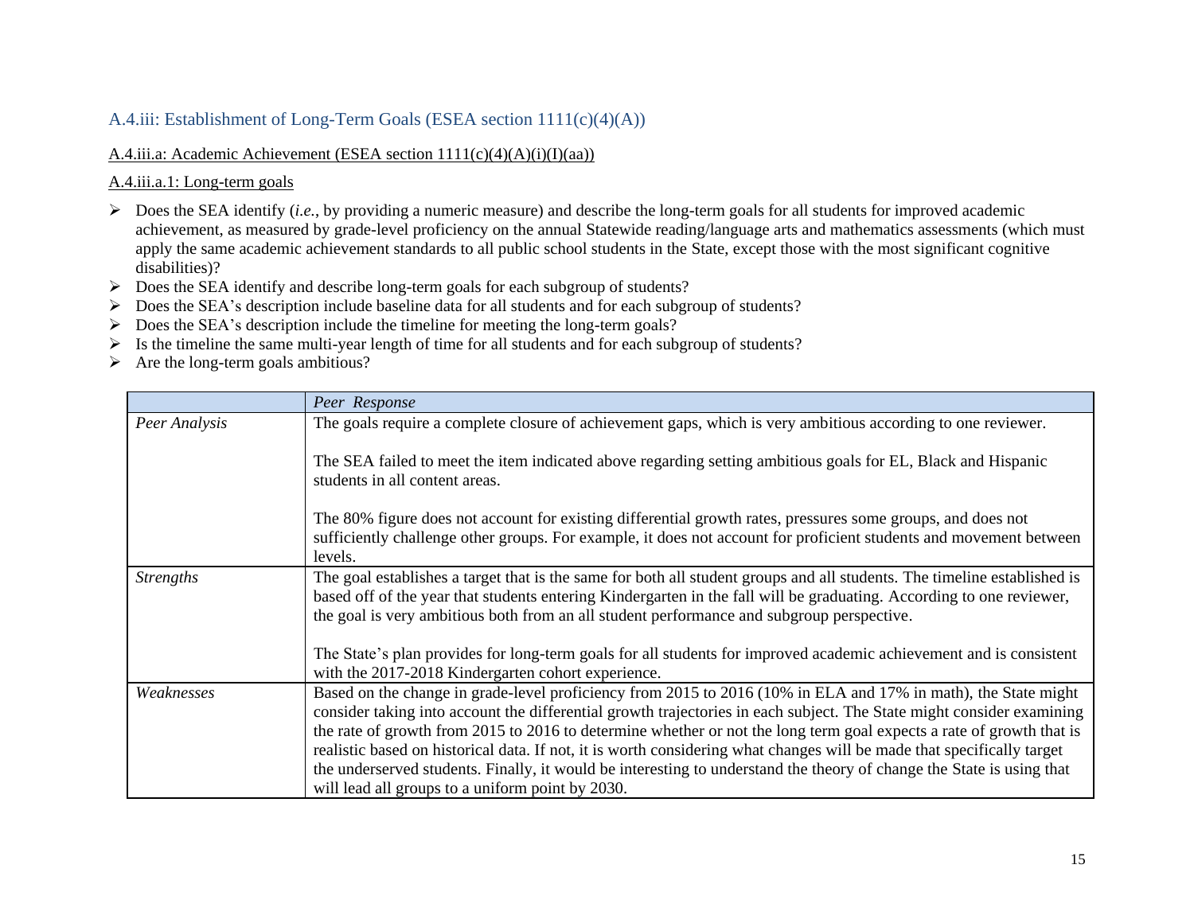### A.4.iii: Establishment of Long-Term Goals (ESEA section 1111(c)(4)(A))

A.4.iii.a: Academic Achievement (ESEA section 1111(c)(4)(A)(i)(I)(aa))

A.4.iii.a.1: Long-term goals

- Does the SEA identify (*i.e.*, by providing a numeric measure) and describe the long-term goals for all students for improved academic achievement, as measured by grade-level proficiency on the annual Statewide reading/language arts and mathematics assessments (which must apply the same academic achievement standards to all public school students in the State, except those with the most significant cognitive disabilities)?
- Does the SEA identify and describe long-term goals for each subgroup of students?
- Does the SEA's description include baseline data for all students and for each subgroup of students?
- Does the SEA's description include the timeline for meeting the long-term goals?
- Is the timeline the same multi-year length of time for all students and for each subgroup of students?
- Are the long-term goals ambitious?

| | *Peer Response* |
|---|---|
| *Peer Analysis* | The goals require a complete closure of achievement gaps, which is very ambitious according to one reviewer.<br><br>The SEA failed to meet the item indicated above regarding setting ambitious goals for EL, Black and Hispanic students in all content areas.<br><br>The 80% figure does not account for existing differential growth rates, pressures some groups, and does not sufficiently challenge other groups. For example, it does not account for proficient students and movement between levels. |
| *Strengths* | The goal establishes a target that is the same for both all student groups and all students. The timeline established is based off of the year that students entering Kindergarten in the fall will be graduating. According to one reviewer, the goal is very ambitious both from an all student performance and subgroup perspective.<br><br>The State's plan provides for long-term goals for all students for improved academic achievement and is consistent with the 2017-2018 Kindergarten cohort experience. |
| *Weaknesses* | Based on the change in grade-level proficiency from 2015 to 2016 (10% in ELA and 17% in math), the State might consider taking into account the differential growth trajectories in each subject. The State might consider examining the rate of growth from 2015 to 2016 to determine whether or not the long term goal expects a rate of growth that is realistic based on historical data. If not, it is worth considering what changes will be made that specifically target the underserved students. Finally, it would be interesting to understand the theory of change the State is using that will lead all groups to a uniform point by 2030. |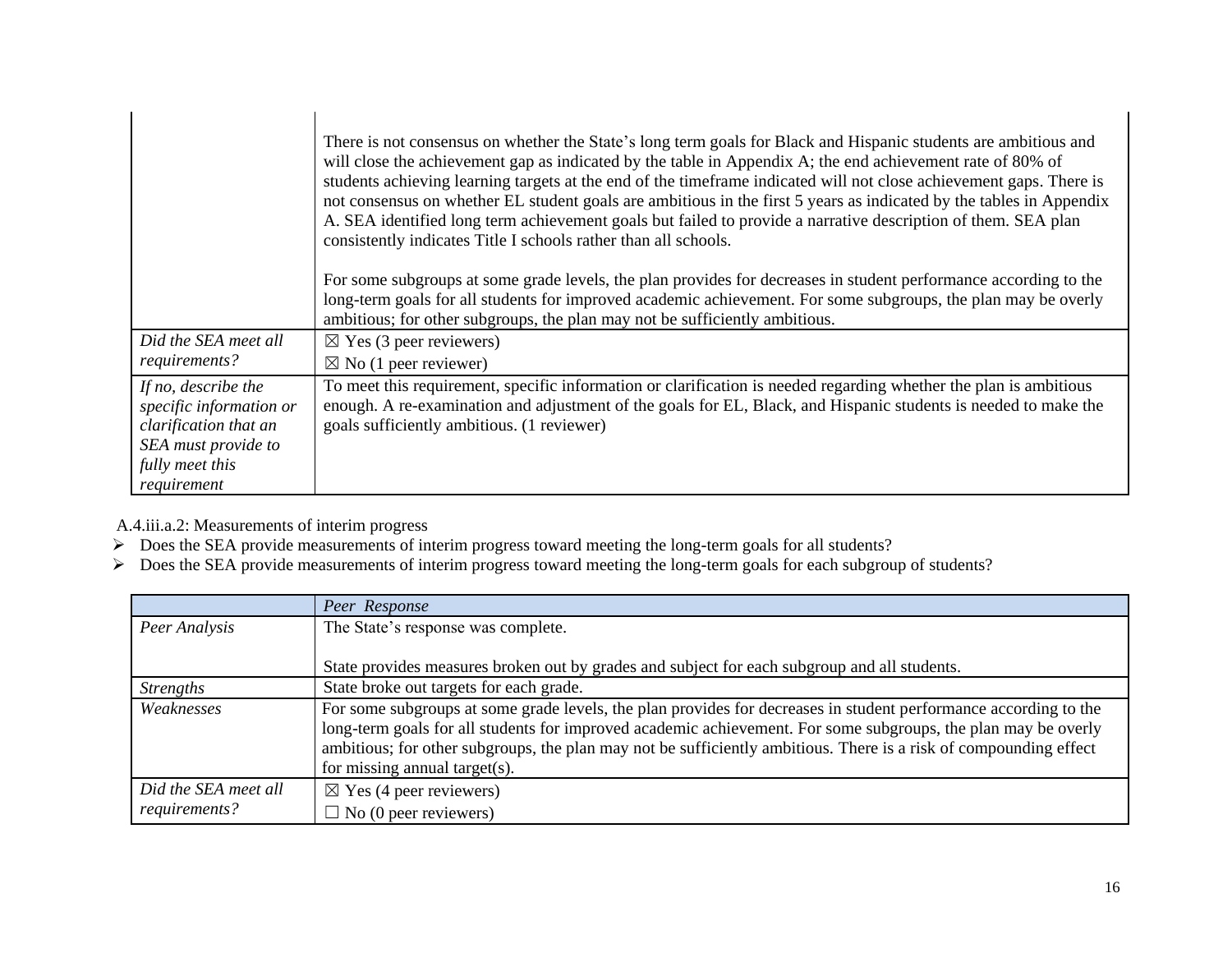| | |
|---|---|
| | There is not consensus on whether the State's long term goals for Black and Hispanic students are ambitious and will close the achievement gap as indicated by the table in Appendix A; the end achievement rate of 80% of students achieving learning targets at the end of the timeframe indicated will not close achievement gaps. There is not consensus on whether EL student goals are ambitious in the first 5 years as indicated by the tables in Appendix A. SEA identified long term achievement goals but failed to provide a narrative description of them. SEA plan consistently indicates Title I schools rather than all schools.<br><br>For some subgroups at some grade levels, the plan provides for decreases in student performance according to the long-term goals for all students for improved academic achievement. For some subgroups, the plan may be overly ambitious; for other subgroups, the plan may not be sufficiently ambitious. |
| *Did the SEA meet all requirements?* | ☒ Yes (3 peer reviewers)<br>☒ No (1 peer reviewer) |
| *If no, describe the specific information or clarification that an SEA must provide to fully meet this requirement* | To meet this requirement, specific information or clarification is needed regarding whether the plan is ambitious enough. A re-examination and adjustment of the goals for EL, Black, and Hispanic students is needed to make the goals sufficiently ambitious. (1 reviewer) |

A.4.iii.a.2: Measurements of interim progress

- Does the SEA provide measurements of interim progress toward meeting the long-term goals for all students?
- Does the SEA provide measurements of interim progress toward meeting the long-term goals for each subgroup of students?

| | *Peer Response* |
|---|---|
| *Peer Analysis* | The State's response was complete.<br><br>State provides measures broken out by grades and subject for each subgroup and all students. |
| *Strengths* | State broke out targets for each grade. |
| *Weaknesses* | For some subgroups at some grade levels, the plan provides for decreases in student performance according to the long-term goals for all students for improved academic achievement. For some subgroups, the plan may be overly ambitious; for other subgroups, the plan may not be sufficiently ambitious. There is a risk of compounding effect for missing annual target(s). |
| *Did the SEA meet all requirements?* | ☒ Yes (4 peer reviewers)<br>☐ No (0 peer reviewers) |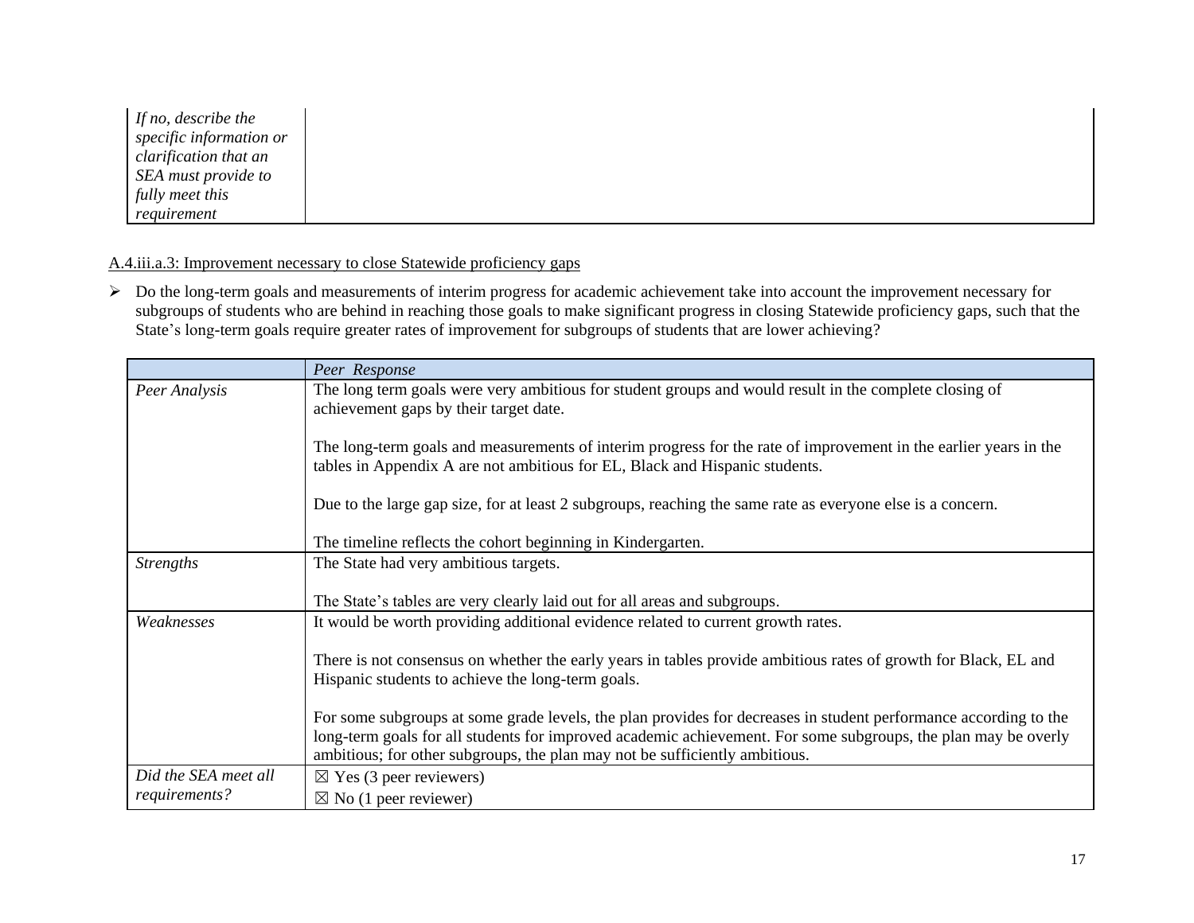| If no, describe the specific information or clarification that an SEA must provide to fully meet this requirement | |
|---|---|

A.4.iii.a.3: Improvement necessary to close Statewide proficiency gaps

- Do the long-term goals and measurements of interim progress for academic achievement take into account the improvement necessary for subgroups of students who are behind in reaching those goals to make significant progress in closing Statewide proficiency gaps, such that the State's long-term goals require greater rates of improvement for subgroups of students that are lower achieving?

| | *Peer Response* |
|---|---|
| *Peer Analysis* | The long term goals were very ambitious for student groups and would result in the complete closing of achievement gaps by their target date.<br><br>The long-term goals and measurements of interim progress for the rate of improvement in the earlier years in the tables in Appendix A are not ambitious for EL, Black and Hispanic students.<br><br>Due to the large gap size, for at least 2 subgroups, reaching the same rate as everyone else is a concern.<br><br>The timeline reflects the cohort beginning in Kindergarten. |
| *Strengths* | The State had very ambitious targets.<br><br>The State's tables are very clearly laid out for all areas and subgroups. |
| *Weaknesses* | It would be worth providing additional evidence related to current growth rates.<br><br>There is not consensus on whether the early years in tables provide ambitious rates of growth for Black, EL and Hispanic students to achieve the long-term goals.<br><br>For some subgroups at some grade levels, the plan provides for decreases in student performance according to the long-term goals for all students for improved academic achievement. For some subgroups, the plan may be overly ambitious; for other subgroups, the plan may not be sufficiently ambitious. |
| *Did the SEA meet all requirements?* | ☒ Yes (3 peer reviewers)<br>☒ No (1 peer reviewer) |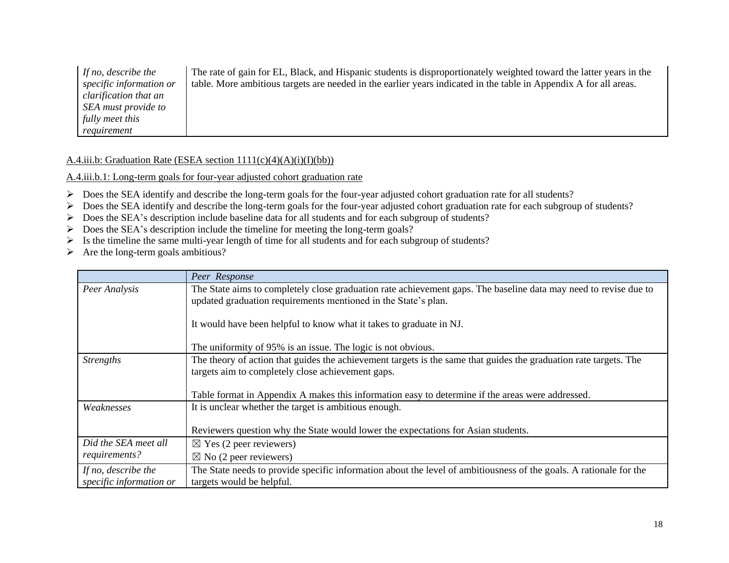| | |
|---|---|
| *If no, describe the specific information or clarification that an SEA must provide to fully meet this requirement* | The rate of gain for EL, Black, and Hispanic students is disproportionately weighted toward the latter years in the table. More ambitious targets are needed in the earlier years indicated in the table in Appendix A for all areas. |

A.4.iii.b: Graduation Rate (ESEA section 1111(c)(4)(A)(i)(I)(bb))

A.4.iii.b.1: Long-term goals for four-year adjusted cohort graduation rate

- Does the SEA identify and describe the long-term goals for the four-year adjusted cohort graduation rate for all students?
- Does the SEA identify and describe the long-term goals for the four-year adjusted cohort graduation rate for each subgroup of students?
- Does the SEA's description include baseline data for all students and for each subgroup of students?
- Does the SEA's description include the timeline for meeting the long-term goals?
- Is the timeline the same multi-year length of time for all students and for each subgroup of students?
- Are the long-term goals ambitious?

| | *Peer Response* |
|---|---|
| *Peer Analysis* | The State aims to completely close graduation rate achievement gaps. The baseline data may need to revise due to updated graduation requirements mentioned in the State's plan.<br><br>It would have been helpful to know what it takes to graduate in NJ.<br><br>The uniformity of 95% is an issue. The logic is not obvious. |
| *Strengths* | The theory of action that guides the achievement targets is the same that guides the graduation rate targets. The targets aim to completely close achievement gaps.<br><br>Table format in Appendix A makes this information easy to determine if the areas were addressed. |
| *Weaknesses* | It is unclear whether the target is ambitious enough.<br><br>Reviewers question why the State would lower the expectations for Asian students. |
| *Did the SEA meet all requirements?* | ☒ Yes (2 peer reviewers)<br>☒ No (2 peer reviewers) |
| *If no, describe the specific information or* | The State needs to provide specific information about the level of ambitiousness of the goals. A rationale for the targets would be helpful. |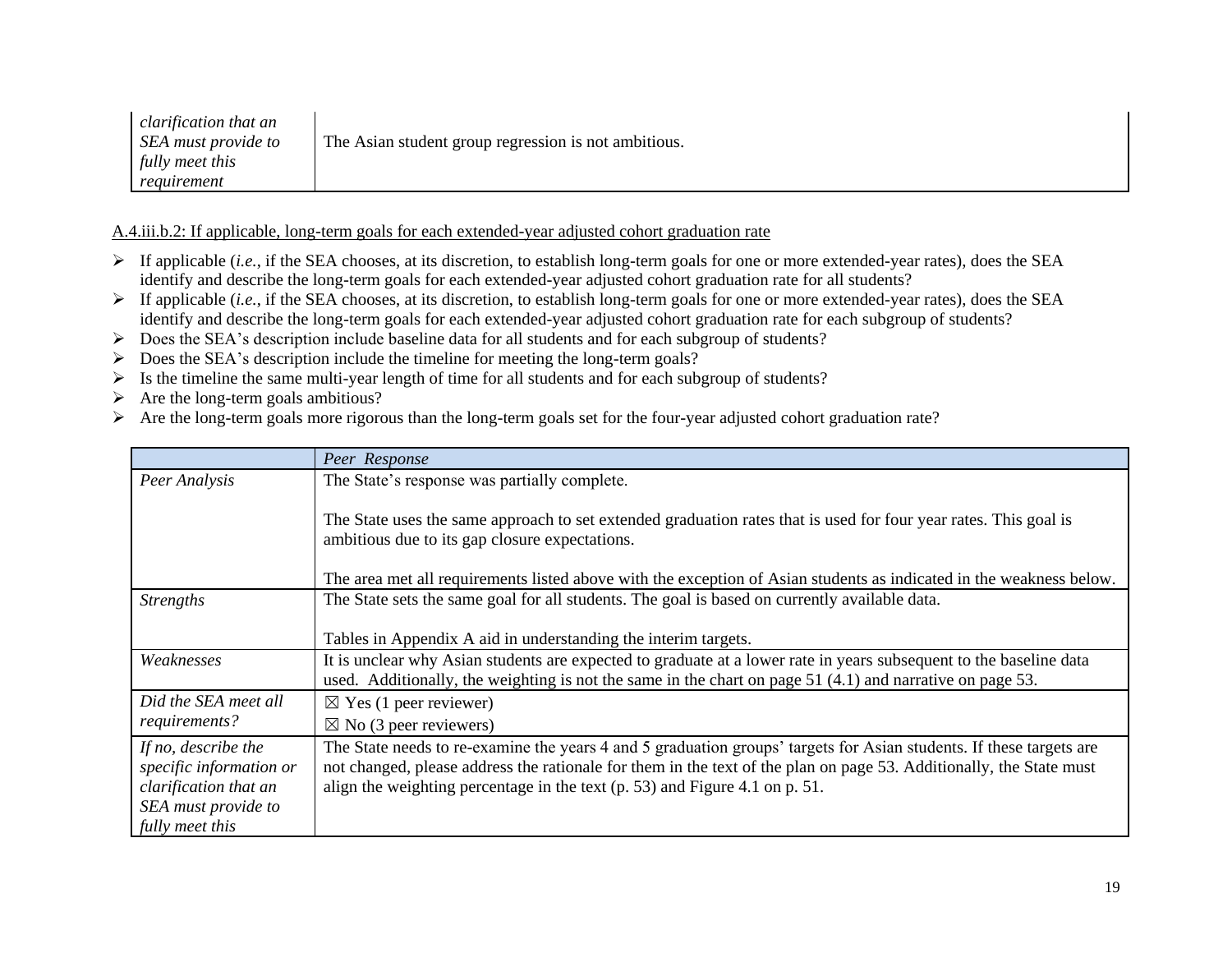| | |
|---|---|
| *clarification that an SEA must provide to fully meet this requirement* | The Asian student group regression is not ambitious. |

A.4.iii.b.2: If applicable, long-term goals for each extended-year adjusted cohort graduation rate

- If applicable (*i.e.*, if the SEA chooses, at its discretion, to establish long-term goals for one or more extended-year rates), does the SEA identify and describe the long-term goals for each extended-year adjusted cohort graduation rate for all students?
- If applicable (*i.e.*, if the SEA chooses, at its discretion, to establish long-term goals for one or more extended-year rates), does the SEA identify and describe the long-term goals for each extended-year adjusted cohort graduation rate for each subgroup of students?
- Does the SEA's description include baseline data for all students and for each subgroup of students?
- Does the SEA's description include the timeline for meeting the long-term goals?
- Is the timeline the same multi-year length of time for all students and for each subgroup of students?
- Are the long-term goals ambitious?
- Are the long-term goals more rigorous than the long-term goals set for the four-year adjusted cohort graduation rate?

| | *Peer Response* |
|---|---|
| *Peer Analysis* | The State's response was partially complete.<br><br>The State uses the same approach to set extended graduation rates that is used for four year rates. This goal is ambitious due to its gap closure expectations.<br><br>The area met all requirements listed above with the exception of Asian students as indicated in the weakness below. |
| *Strengths* | The State sets the same goal for all students. The goal is based on currently available data.<br><br>Tables in Appendix A aid in understanding the interim targets. |
| *Weaknesses* | It is unclear why Asian students are expected to graduate at a lower rate in years subsequent to the baseline data used. Additionally, the weighting is not the same in the chart on page 51 (4.1) and narrative on page 53. |
| *Did the SEA meet all requirements?* | ☒ Yes (1 peer reviewer)<br>☒ No (3 peer reviewers) |
| *If no, describe the specific information or clarification that an SEA must provide to fully meet this* | The State needs to re-examine the years 4 and 5 graduation groups' targets for Asian students. If these targets are not changed, please address the rationale for them in the text of the plan on page 53. Additionally, the State must align the weighting percentage in the text (p. 53) and Figure 4.1 on p. 51. |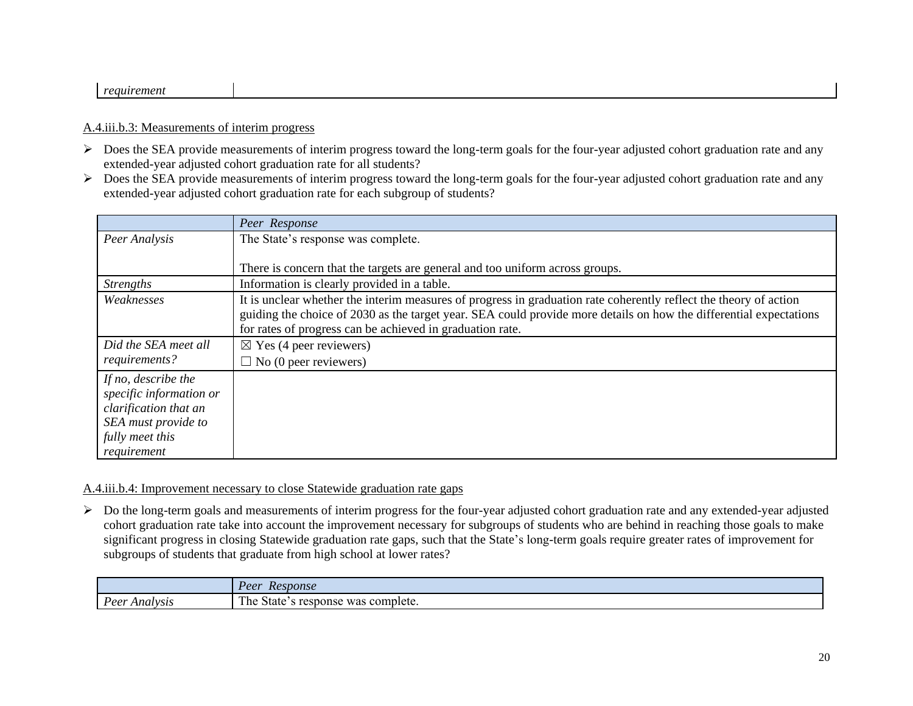| *requirement* | |
|---|---|

A.4.iii.b.3: Measurements of interim progress

- Does the SEA provide measurements of interim progress toward the long-term goals for the four-year adjusted cohort graduation rate and any extended-year adjusted cohort graduation rate for all students?
- Does the SEA provide measurements of interim progress toward the long-term goals for the four-year adjusted cohort graduation rate and any extended-year adjusted cohort graduation rate for each subgroup of students?

| | *Peer Response* |
|---|---|
| *Peer Analysis* | The State's response was complete.<br><br>There is concern that the targets are general and too uniform across groups. |
| *Strengths* | Information is clearly provided in a table. |
| *Weaknesses* | It is unclear whether the interim measures of progress in graduation rate coherently reflect the theory of action guiding the choice of 2030 as the target year. SEA could provide more details on how the differential expectations for rates of progress can be achieved in graduation rate. |
| *Did the SEA meet all requirements?* | ☒ Yes (4 peer reviewers)<br>☐ No (0 peer reviewers) |
| *If no, describe the specific information or clarification that an SEA must provide to fully meet this requirement* | |

A.4.iii.b.4: Improvement necessary to close Statewide graduation rate gaps

- Do the long-term goals and measurements of interim progress for the four-year adjusted cohort graduation rate and any extended-year adjusted cohort graduation rate take into account the improvement necessary for subgroups of students who are behind in reaching those goals to make significant progress in closing Statewide graduation rate gaps, such that the State's long-term goals require greater rates of improvement for subgroups of students that graduate from high school at lower rates?

| | *Peer Response* |
|---|---|
| *Peer Analysis* | The State's response was complete. |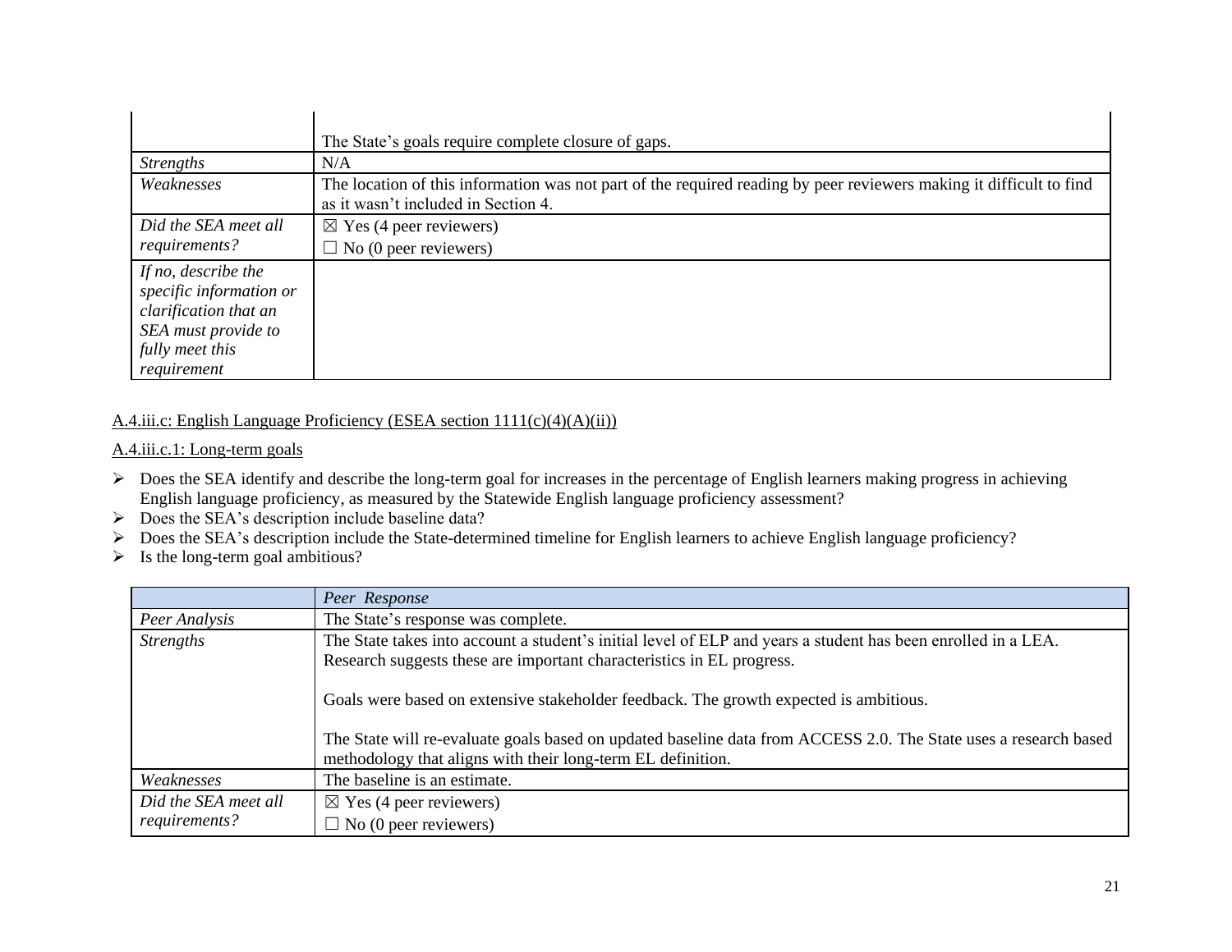| | |
|---|---|
| | The State's goals require complete closure of gaps. |
| *Strengths* | N/A |
| *Weaknesses* | The location of this information was not part of the required reading by peer reviewers making it difficult to find as it wasn't included in Section 4. |
| *Did the SEA meet all requirements?* | ☒ Yes (4 peer reviewers)<br>☐ No (0 peer reviewers) |
| *If no, describe the specific information or clarification that an SEA must provide to fully meet this requirement* | |

A.4.iii.c: English Language Proficiency (ESEA section 1111(c)(4)(A)(ii))

A.4.iii.c.1: Long-term goals

- Does the SEA identify and describe the long-term goal for increases in the percentage of English learners making progress in achieving English language proficiency, as measured by the Statewide English language proficiency assessment?
- Does the SEA's description include baseline data?
- Does the SEA's description include the State-determined timeline for English learners to achieve English language proficiency?
- Is the long-term goal ambitious?

| | *Peer Response* |
|---|---|
| *Peer Analysis* | The State's response was complete. |
| *Strengths* | The State takes into account a student's initial level of ELP and years a student has been enrolled in a LEA. Research suggests these are important characteristics in EL progress.<br><br>Goals were based on extensive stakeholder feedback. The growth expected is ambitious.<br><br>The State will re-evaluate goals based on updated baseline data from ACCESS 2.0. The State uses a research based methodology that aligns with their long-term EL definition. |
| *Weaknesses* | The baseline is an estimate. |
| *Did the SEA meet all requirements?* | ☒ Yes (4 peer reviewers)<br>☐ No (0 peer reviewers) |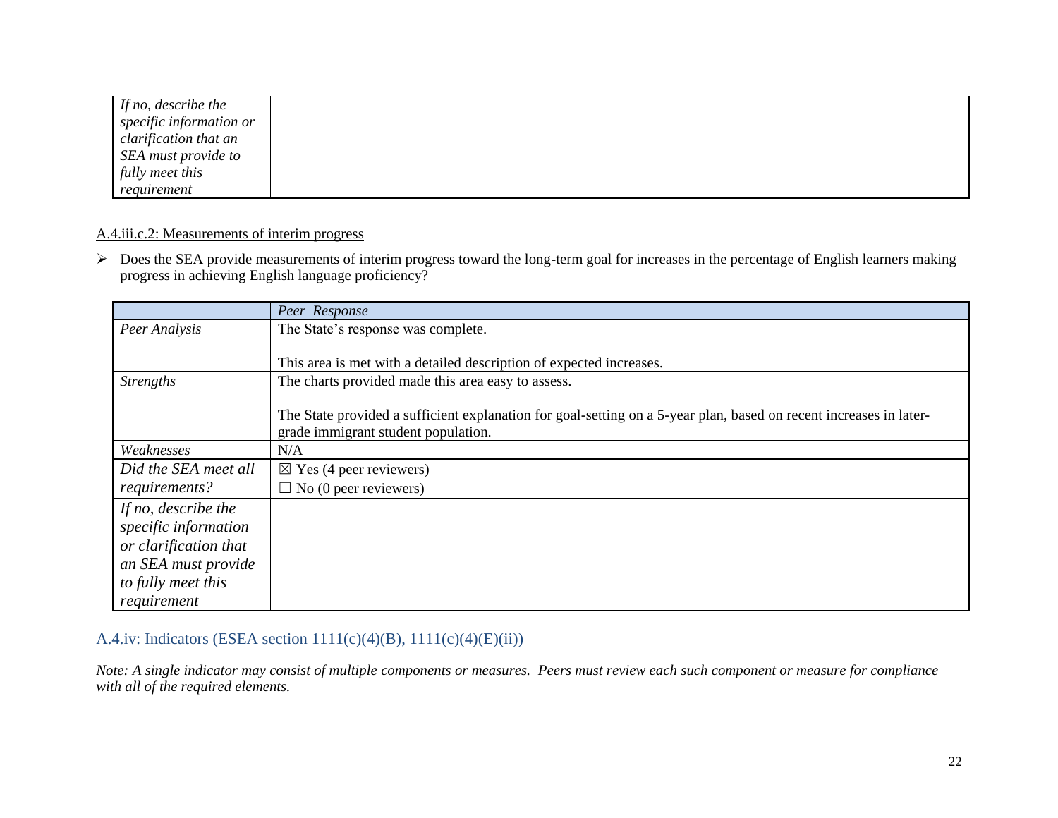| | |
|---|---|
| *If no, describe the specific information or clarification that an SEA must provide to fully meet this requirement* | |

A.4.iii.c.2: Measurements of interim progress

- Does the SEA provide measurements of interim progress toward the long-term goal for increases in the percentage of English learners making progress in achieving English language proficiency?

| | *Peer Response* |
|---|---|
| *Peer Analysis* | The State's response was complete.<br><br>This area is met with a detailed description of expected increases. |
| *Strengths* | The charts provided made this area easy to assess.<br><br>The State provided a sufficient explanation for goal-setting on a 5-year plan, based on recent increases in later-grade immigrant student population. |
| *Weaknesses* | N/A |
| *Did the SEA meet all requirements?* | ☒ Yes (4 peer reviewers)<br>☐ No (0 peer reviewers) |
| *If no, describe the specific information or clarification that an SEA must provide to fully meet this requirement* | |

## A.4.iv: Indicators (ESEA section 1111(c)(4)(B), 1111(c)(4)(E)(ii))

*Note: A single indicator may consist of multiple components or measures. Peers must review each such component or measure for compliance with all of the required elements.*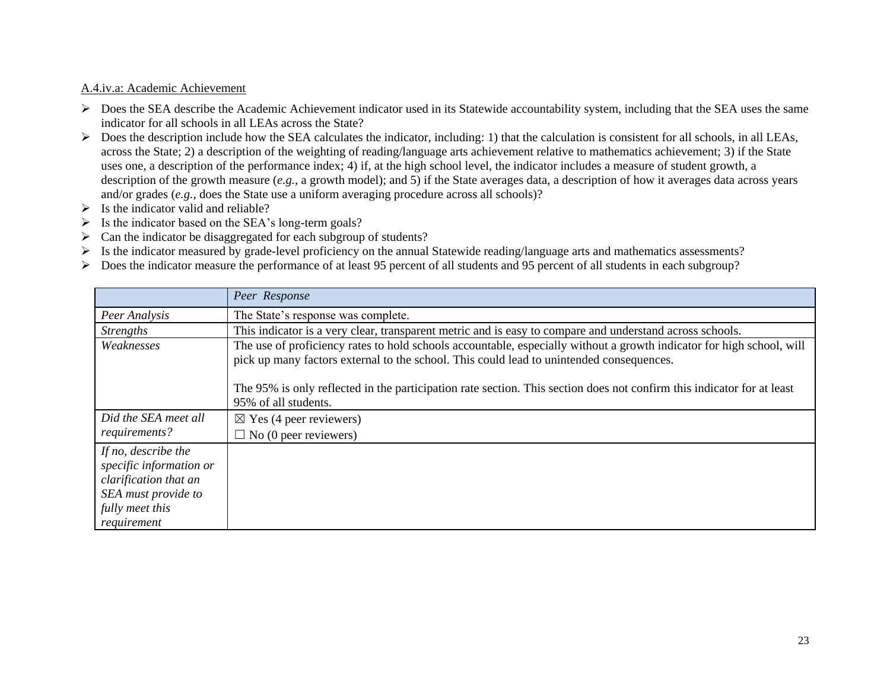A.4.iv.a: Academic Achievement

- Does the SEA describe the Academic Achievement indicator used in its Statewide accountability system, including that the SEA uses the same indicator for all schools in all LEAs across the State?
- Does the description include how the SEA calculates the indicator, including: 1) that the calculation is consistent for all schools, in all LEAs, across the State; 2) a description of the weighting of reading/language arts achievement relative to mathematics achievement; 3) if the State uses one, a description of the performance index; 4) if, at the high school level, the indicator includes a measure of student growth, a description of the growth measure (*e.g.*, a growth model); and 5) if the State averages data, a description of how it averages data across years and/or grades (*e.g.*, does the State use a uniform averaging procedure across all schools)?
- Is the indicator valid and reliable?
- Is the indicator based on the SEA's long-term goals?
- Can the indicator be disaggregated for each subgroup of students?
- Is the indicator measured by grade-level proficiency on the annual Statewide reading/language arts and mathematics assessments?
- Does the indicator measure the performance of at least 95 percent of all students and 95 percent of all students in each subgroup?

| | *Peer Response* |
|---|---|
| *Peer Analysis* | The State's response was complete. |
| *Strengths* | This indicator is a very clear, transparent metric and is easy to compare and understand across schools. |
| *Weaknesses* | The use of proficiency rates to hold schools accountable, especially without a growth indicator for high school, will pick up many factors external to the school. This could lead to unintended consequences.<br><br>The 95% is only reflected in the participation rate section. This section does not confirm this indicator for at least 95% of all students. |
| *Did the SEA meet all requirements?* | ☒ Yes (4 peer reviewers)<br>☐ No (0 peer reviewers) |
| *If no, describe the specific information or clarification that an SEA must provide to fully meet this requirement* | |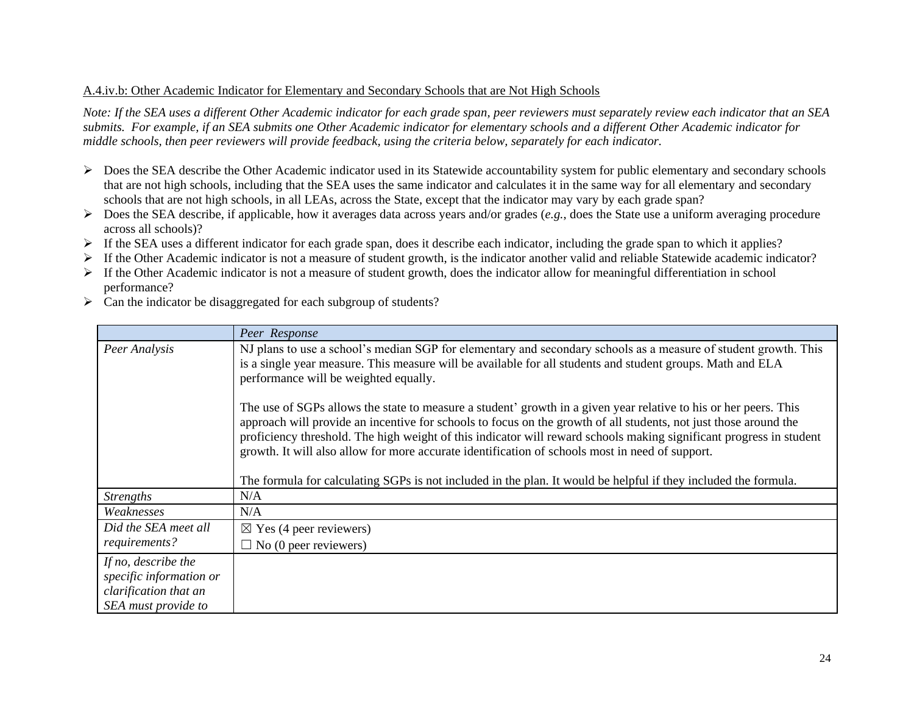A.4.iv.b: Other Academic Indicator for Elementary and Secondary Schools that are Not High Schools

*Note: If the SEA uses a different Other Academic indicator for each grade span, peer reviewers must separately review each indicator that an SEA submits. For example, if an SEA submits one Other Academic indicator for elementary schools and a different Other Academic indicator for middle schools, then peer reviewers will provide feedback, using the criteria below, separately for each indicator.*

- Does the SEA describe the Other Academic indicator used in its Statewide accountability system for public elementary and secondary schools that are not high schools, including that the SEA uses the same indicator and calculates it in the same way for all elementary and secondary schools that are not high schools, in all LEAs, across the State, except that the indicator may vary by each grade span?
- Does the SEA describe, if applicable, how it averages data across years and/or grades (*e.g.*, does the State use a uniform averaging procedure across all schools)?
- If the SEA uses a different indicator for each grade span, does it describe each indicator, including the grade span to which it applies?
- If the Other Academic indicator is not a measure of student growth, is the indicator another valid and reliable Statewide academic indicator?
- If the Other Academic indicator is not a measure of student growth, does the indicator allow for meaningful differentiation in school performance?
- Can the indicator be disaggregated for each subgroup of students?

| | *Peer Response* |
|---|---|
| *Peer Analysis* | NJ plans to use a school's median SGP for elementary and secondary schools as a measure of student growth. This is a single year measure. This measure will be available for all students and student groups. Math and ELA performance will be weighted equally.<br><br>The use of SGPs allows the state to measure a student' growth in a given year relative to his or her peers. This approach will provide an incentive for schools to focus on the growth of all students, not just those around the proficiency threshold. The high weight of this indicator will reward schools making significant progress in student growth. It will also allow for more accurate identification of schools most in need of support.<br><br>The formula for calculating SGPs is not included in the plan. It would be helpful if they included the formula. |
| *Strengths* | N/A |
| *Weaknesses* | N/A |
| *Did the SEA meet all requirements?* | ☒ Yes (4 peer reviewers)<br>☐ No (0 peer reviewers) |
| *If no, describe the specific information or clarification that an SEA must provide to* | |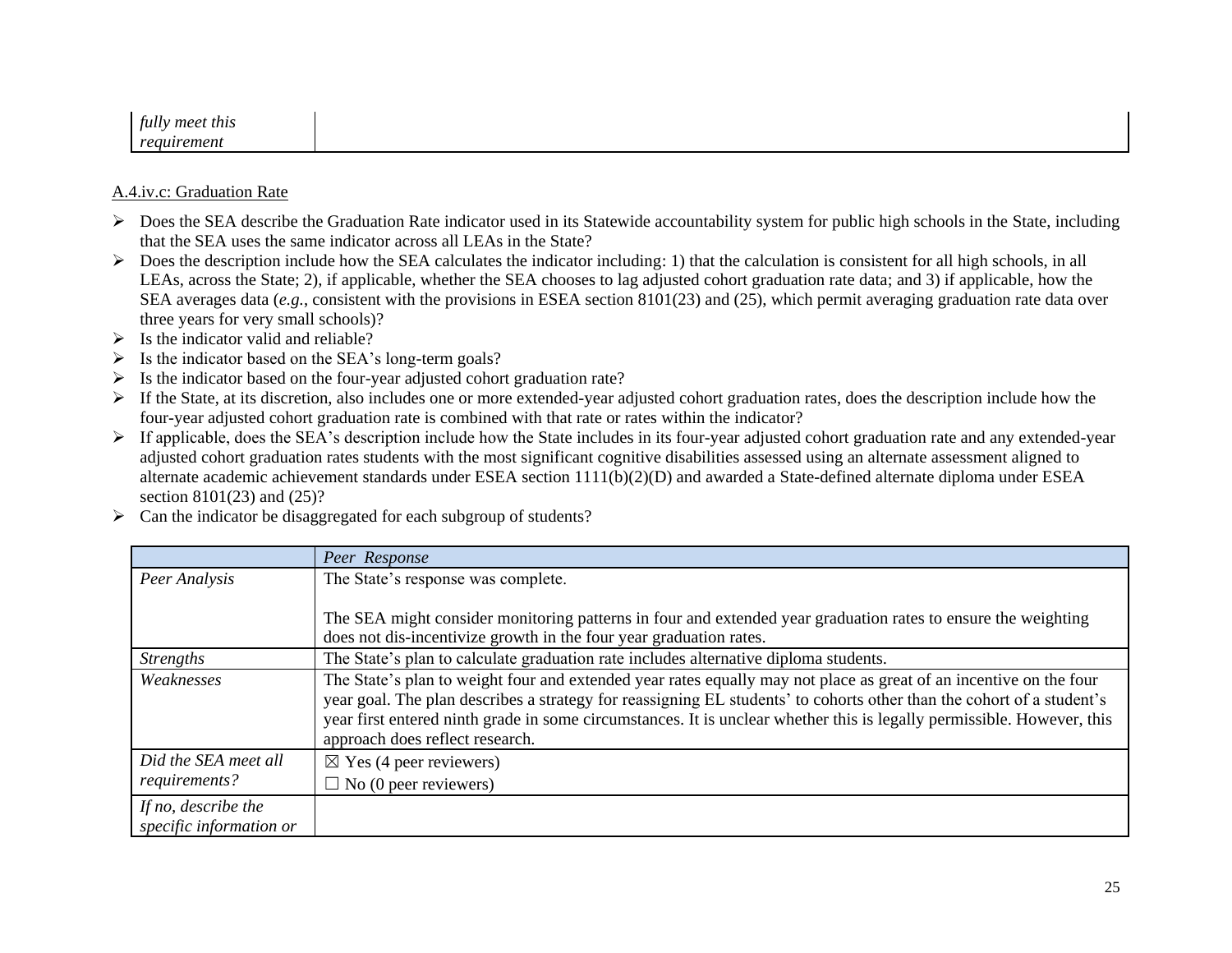| | |
|---|---|
| *fully meet this requirement* | |

A.4.iv.c: Graduation Rate

- Does the SEA describe the Graduation Rate indicator used in its Statewide accountability system for public high schools in the State, including that the SEA uses the same indicator across all LEAs in the State?
- Does the description include how the SEA calculates the indicator including: 1) that the calculation is consistent for all high schools, in all LEAs, across the State; 2), if applicable, whether the SEA chooses to lag adjusted cohort graduation rate data; and 3) if applicable, how the SEA averages data (*e.g.*, consistent with the provisions in ESEA section 8101(23) and (25), which permit averaging graduation rate data over three years for very small schools)?
- Is the indicator valid and reliable?
- Is the indicator based on the SEA's long-term goals?
- Is the indicator based on the four-year adjusted cohort graduation rate?
- If the State, at its discretion, also includes one or more extended-year adjusted cohort graduation rates, does the description include how the four-year adjusted cohort graduation rate is combined with that rate or rates within the indicator?
- If applicable, does the SEA's description include how the State includes in its four-year adjusted cohort graduation rate and any extended-year adjusted cohort graduation rates students with the most significant cognitive disabilities assessed using an alternate assessment aligned to alternate academic achievement standards under ESEA section 1111(b)(2)(D) and awarded a State-defined alternate diploma under ESEA section 8101(23) and (25)?
- Can the indicator be disaggregated for each subgroup of students?

| | *Peer Response* |
|---|---|
| *Peer Analysis* | The State's response was complete.<br><br>The SEA might consider monitoring patterns in four and extended year graduation rates to ensure the weighting does not dis-incentivize growth in the four year graduation rates. |
| *Strengths* | The State's plan to calculate graduation rate includes alternative diploma students. |
| *Weaknesses* | The State's plan to weight four and extended year rates equally may not place as great of an incentive on the four year goal. The plan describes a strategy for reassigning EL students' to cohorts other than the cohort of a student's year first entered ninth grade in some circumstances. It is unclear whether this is legally permissible. However, this approach does reflect research. |
| *Did the SEA meet all requirements?* | ☒ Yes (4 peer reviewers)<br>☐ No (0 peer reviewers) |
| *If no, describe the specific information or* | |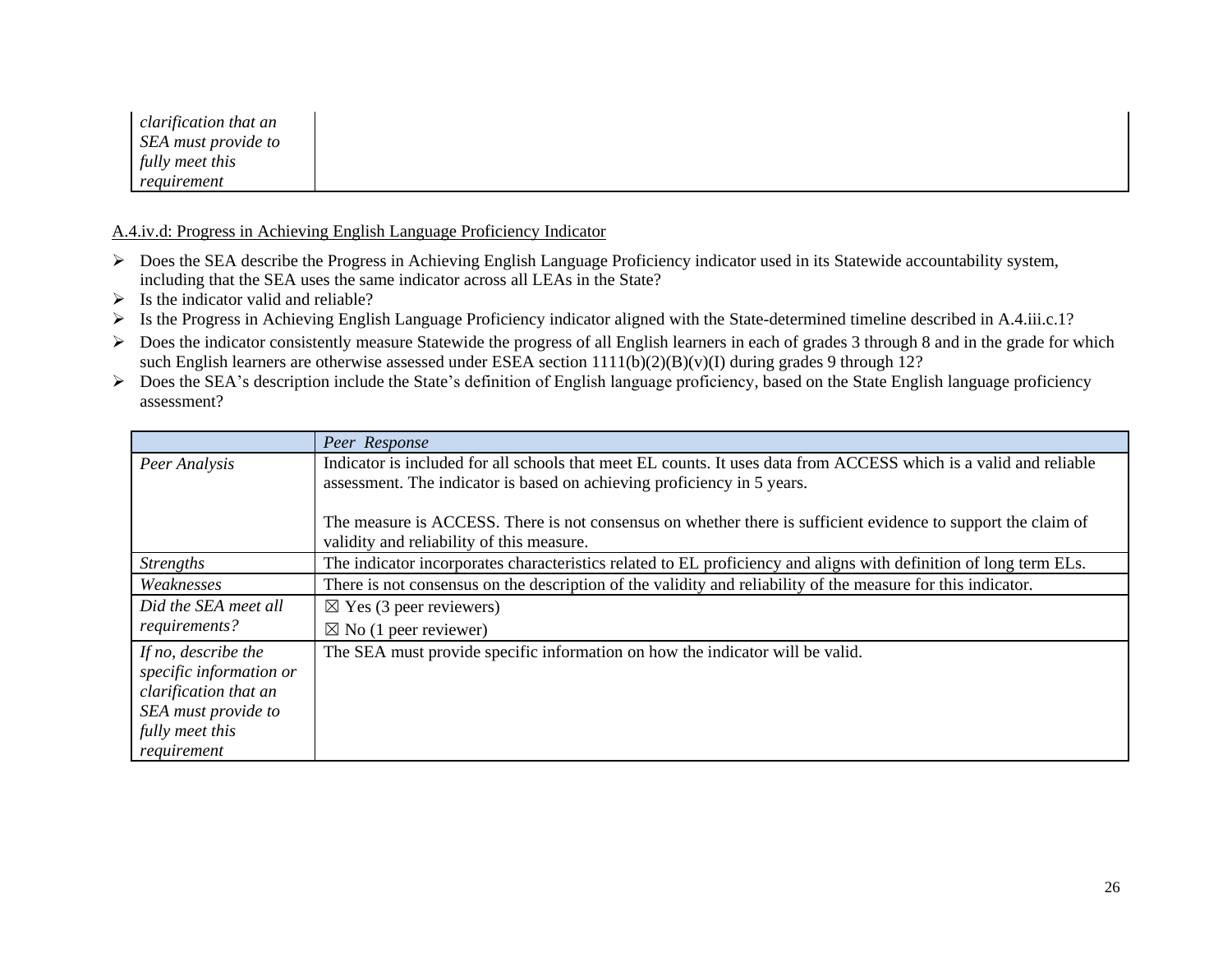| *clarification that an SEA must provide to fully meet this requirement* | |
|---|---|

A.4.iv.d: Progress in Achieving English Language Proficiency Indicator

- Does the SEA describe the Progress in Achieving English Language Proficiency indicator used in its Statewide accountability system, including that the SEA uses the same indicator across all LEAs in the State?
- Is the indicator valid and reliable?
- Is the Progress in Achieving English Language Proficiency indicator aligned with the State-determined timeline described in A.4.iii.c.1?
- Does the indicator consistently measure Statewide the progress of all English learners in each of grades 3 through 8 and in the grade for which such English learners are otherwise assessed under ESEA section 1111(b)(2)(B)(v)(I) during grades 9 through 12?
- Does the SEA's description include the State's definition of English language proficiency, based on the State English language proficiency assessment?

| | *Peer Response* |
|---|---|
| *Peer Analysis* | Indicator is included for all schools that meet EL counts. It uses data from ACCESS which is a valid and reliable assessment. The indicator is based on achieving proficiency in 5 years.<br><br>The measure is ACCESS. There is not consensus on whether there is sufficient evidence to support the claim of validity and reliability of this measure. |
| *Strengths* | The indicator incorporates characteristics related to EL proficiency and aligns with definition of long term ELs. |
| *Weaknesses* | There is not consensus on the description of the validity and reliability of the measure for this indicator. |
| *Did the SEA meet all requirements?* | ☒ Yes (3 peer reviewers)<br>☒ No (1 peer reviewer) |
| *If no, describe the specific information or clarification that an SEA must provide to fully meet this requirement* | The SEA must provide specific information on how the indicator will be valid. |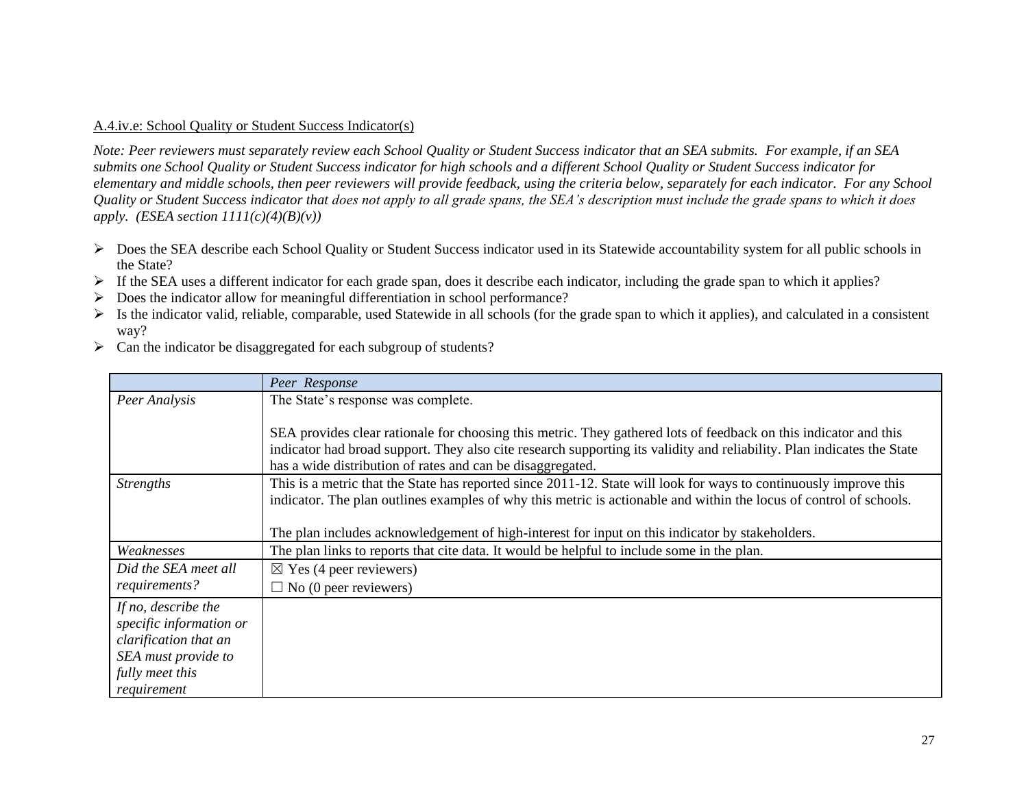A.4.iv.e: School Quality or Student Success Indicator(s)

*Note: Peer reviewers must separately review each School Quality or Student Success indicator that an SEA submits. For example, if an SEA submits one School Quality or Student Success indicator for high schools and a different School Quality or Student Success indicator for elementary and middle schools, then peer reviewers will provide feedback, using the criteria below, separately for each indicator. For any School Quality or Student Success indicator that does not apply to all grade spans, the SEA's description must include the grade spans to which it does apply. (ESEA section 1111(c)(4)(B)(v))*

- Does the SEA describe each School Quality or Student Success indicator used in its Statewide accountability system for all public schools in the State?
- If the SEA uses a different indicator for each grade span, does it describe each indicator, including the grade span to which it applies?
- Does the indicator allow for meaningful differentiation in school performance?
- Is the indicator valid, reliable, comparable, used Statewide in all schools (for the grade span to which it applies), and calculated in a consistent way?
- Can the indicator be disaggregated for each subgroup of students?

| | *Peer Response* |
|---|---|
| *Peer Analysis* | The State's response was complete.<br><br>SEA provides clear rationale for choosing this metric. They gathered lots of feedback on this indicator and this indicator had broad support. They also cite research supporting its validity and reliability. Plan indicates the State has a wide distribution of rates and can be disaggregated. |
| *Strengths* | This is a metric that the State has reported since 2011-12. State will look for ways to continuously improve this indicator. The plan outlines examples of why this metric is actionable and within the locus of control of schools.<br><br>The plan includes acknowledgement of high-interest for input on this indicator by stakeholders. |
| *Weaknesses* | The plan links to reports that cite data. It would be helpful to include some in the plan. |
| *Did the SEA meet all requirements?* | ☒ Yes (4 peer reviewers)<br>☐ No (0 peer reviewers) |
| *If no, describe the specific information or clarification that an SEA must provide to fully meet this requirement* | |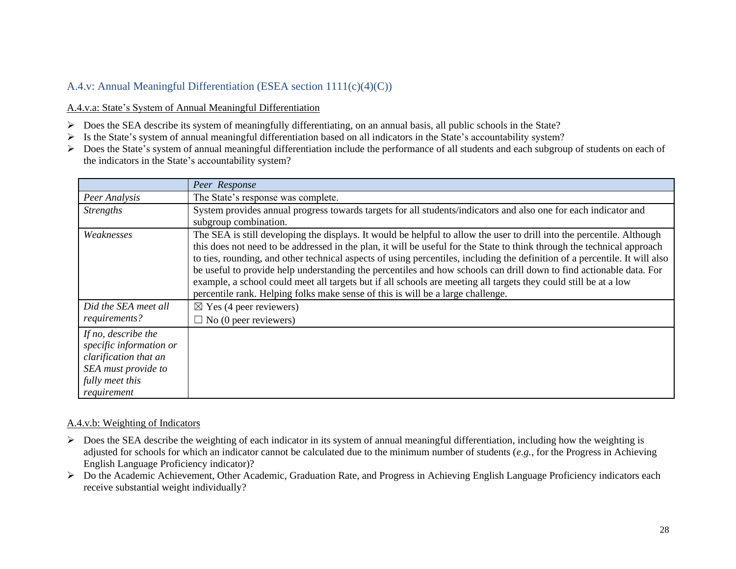## A.4.v: Annual Meaningful Differentiation (ESEA section 1111(c)(4)(C))

### A.4.v.a: State's System of Annual Meaningful Differentiation

- Does the SEA describe its system of meaningfully differentiating, on an annual basis, all public schools in the State?
- Is the State's system of annual meaningful differentiation based on all indicators in the State's accountability system?
- Does the State's system of annual meaningful differentiation include the performance of all students and each subgroup of students on each of the indicators in the State's accountability system?

| | *Peer Response* |
|---|---|
| *Peer Analysis* | The State's response was complete. |
| *Strengths* | System provides annual progress towards targets for all students/indicators and also one for each indicator and subgroup combination. |
| *Weaknesses* | The SEA is still developing the displays. It would be helpful to allow the user to drill into the percentile. Although this does not need to be addressed in the plan, it will be useful for the State to think through the technical approach to ties, rounding, and other technical aspects of using percentiles, including the definition of a percentile. It will also be useful to provide help understanding the percentiles and how schools can drill down to find actionable data. For example, a school could meet all targets but if all schools are meeting all targets they could still be at a low percentile rank. Helping folks make sense of this is will be a large challenge. |
| *Did the SEA meet all requirements?* | ☒ Yes (4 peer reviewers)<br>☐ No (0 peer reviewers) |
| *If no, describe the specific information or clarification that an SEA must provide to fully meet this requirement* | |

### A.4.v.b: Weighting of Indicators

- Does the SEA describe the weighting of each indicator in its system of annual meaningful differentiation, including how the weighting is adjusted for schools for which an indicator cannot be calculated due to the minimum number of students (*e.g.*, for the Progress in Achieving English Language Proficiency indicator)?
- Do the Academic Achievement, Other Academic, Graduation Rate, and Progress in Achieving English Language Proficiency indicators each receive substantial weight individually?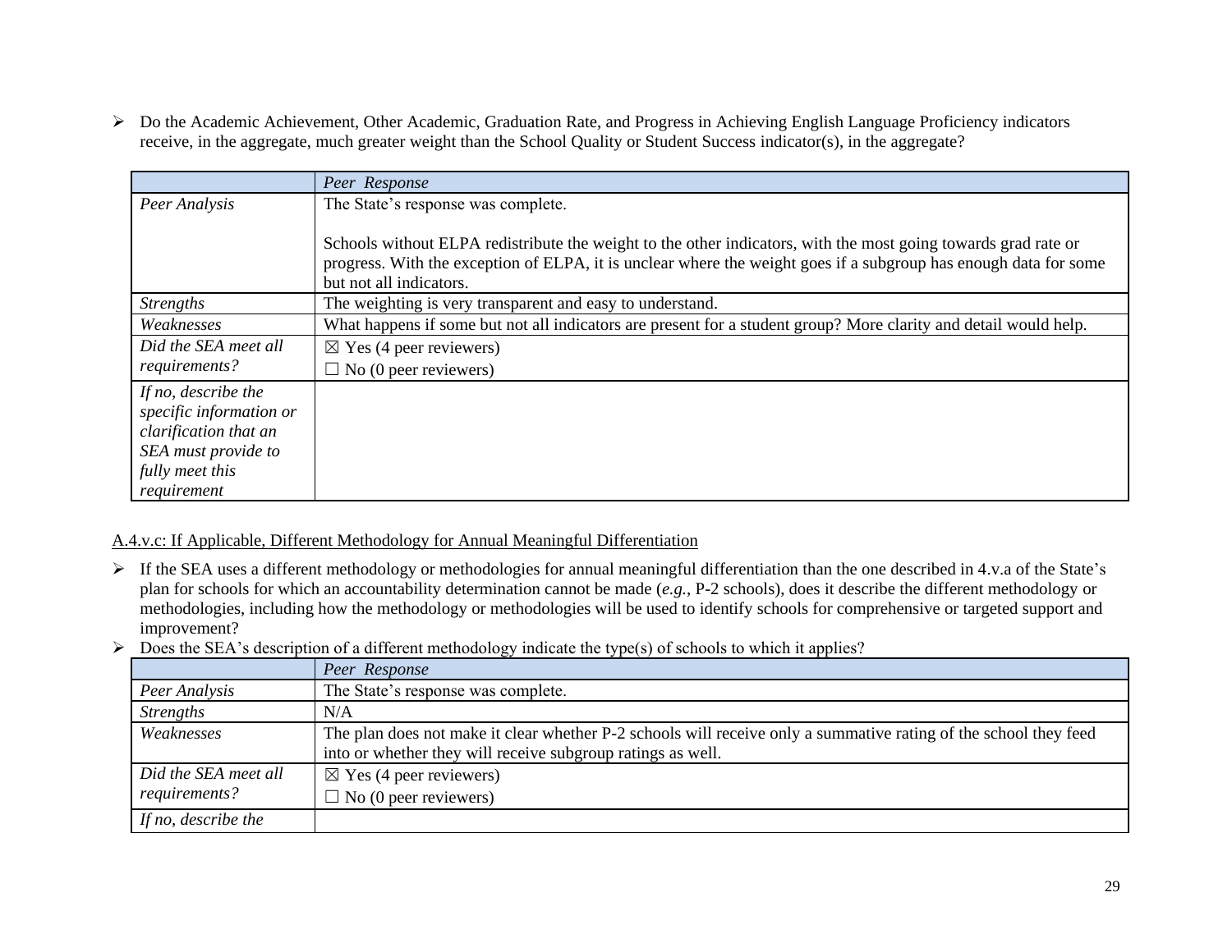- Do the Academic Achievement, Other Academic, Graduation Rate, and Progress in Achieving English Language Proficiency indicators receive, in the aggregate, much greater weight than the School Quality or Student Success indicator(s), in the aggregate?

| | *Peer Response* |
|---|---|
| *Peer Analysis* | The State's response was complete.<br><br>Schools without ELPA redistribute the weight to the other indicators, with the most going towards grad rate or progress. With the exception of ELPA, it is unclear where the weight goes if a subgroup has enough data for some but not all indicators. |
| *Strengths* | The weighting is very transparent and easy to understand. |
| *Weaknesses* | What happens if some but not all indicators are present for a student group? More clarity and detail would help. |
| *Did the SEA meet all requirements?* | ☒ Yes (4 peer reviewers)<br>☐ No (0 peer reviewers) |
| *If no, describe the specific information or clarification that an SEA must provide to fully meet this requirement* | |

A.4.v.c: If Applicable, Different Methodology for Annual Meaningful Differentiation

- If the SEA uses a different methodology or methodologies for annual meaningful differentiation than the one described in 4.v.a of the State's plan for schools for which an accountability determination cannot be made (*e.g.*, P-2 schools), does it describe the different methodology or methodologies, including how the methodology or methodologies will be used to identify schools for comprehensive or targeted support and improvement?
- Does the SEA's description of a different methodology indicate the type(s) of schools to which it applies?

| | *Peer Response* |
|---|---|
| *Peer Analysis* | The State's response was complete. |
| *Strengths* | N/A |
| *Weaknesses* | The plan does not make it clear whether P-2 schools will receive only a summative rating of the school they feed into or whether they will receive subgroup ratings as well. |
| *Did the SEA meet all requirements?* | ☒ Yes (4 peer reviewers)<br>☐ No (0 peer reviewers) |
| *If no, describe the* | |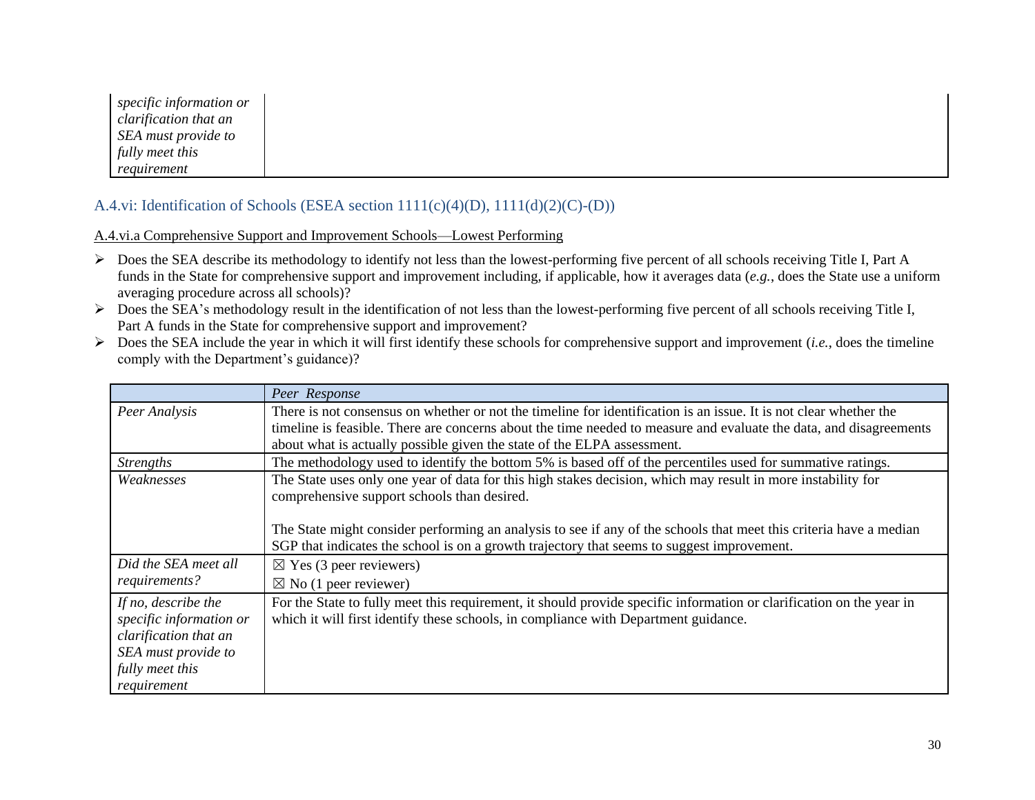| *specific information or clarification that an SEA must provide to fully meet this requirement* | |
|---|---|

### A.4.vi: Identification of Schools (ESEA section 1111(c)(4)(D), 1111(d)(2)(C)-(D))

A.4.vi.a Comprehensive Support and Improvement Schools—Lowest Performing

- Does the SEA describe its methodology to identify not less than the lowest-performing five percent of all schools receiving Title I, Part A funds in the State for comprehensive support and improvement including, if applicable, how it averages data (*e.g.*, does the State use a uniform averaging procedure across all schools)?
- Does the SEA's methodology result in the identification of not less than the lowest-performing five percent of all schools receiving Title I, Part A funds in the State for comprehensive support and improvement?
- Does the SEA include the year in which it will first identify these schools for comprehensive support and improvement (*i.e.*, does the timeline comply with the Department's guidance)?

| | *Peer Response* |
|---|---|
| *Peer Analysis* | There is not consensus on whether or not the timeline for identification is an issue. It is not clear whether the timeline is feasible. There are concerns about the time needed to measure and evaluate the data, and disagreements about what is actually possible given the state of the ELPA assessment. |
| *Strengths* | The methodology used to identify the bottom 5% is based off of the percentiles used for summative ratings. |
| *Weaknesses* | The State uses only one year of data for this high stakes decision, which may result in more instability for comprehensive support schools than desired.<br><br>The State might consider performing an analysis to see if any of the schools that meet this criteria have a median SGP that indicates the school is on a growth trajectory that seems to suggest improvement. |
| *Did the SEA meet all requirements?* | ☒ Yes (3 peer reviewers)<br>☒ No (1 peer reviewer) |
| *If no, describe the specific information or clarification that an SEA must provide to fully meet this requirement* | For the State to fully meet this requirement, it should provide specific information or clarification on the year in which it will first identify these schools, in compliance with Department guidance. |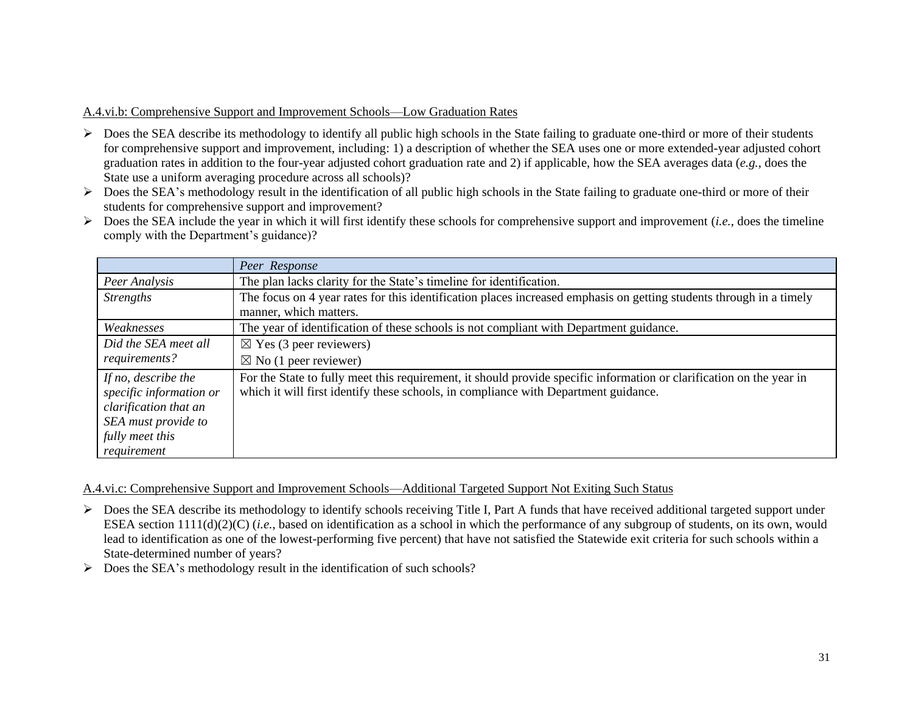A.4.vi.b: Comprehensive Support and Improvement Schools—Low Graduation Rates

- Does the SEA describe its methodology to identify all public high schools in the State failing to graduate one-third or more of their students for comprehensive support and improvement, including: 1) a description of whether the SEA uses one or more extended-year adjusted cohort graduation rates in addition to the four-year adjusted cohort graduation rate and 2) if applicable, how the SEA averages data (*e.g.*, does the State use a uniform averaging procedure across all schools)?
- Does the SEA's methodology result in the identification of all public high schools in the State failing to graduate one-third or more of their students for comprehensive support and improvement?
- Does the SEA include the year in which it will first identify these schools for comprehensive support and improvement (*i.e.*, does the timeline comply with the Department's guidance)?

| | *Peer Response* |
|---|---|
| *Peer Analysis* | The plan lacks clarity for the State's timeline for identification. |
| *Strengths* | The focus on 4 year rates for this identification places increased emphasis on getting students through in a timely manner, which matters. |
| *Weaknesses* | The year of identification of these schools is not compliant with Department guidance. |
| *Did the SEA meet all requirements?* | ☒ Yes (3 peer reviewers)<br>☒ No (1 peer reviewer) |
| *If no, describe the specific information or clarification that an SEA must provide to fully meet this requirement* | For the State to fully meet this requirement, it should provide specific information or clarification on the year in which it will first identify these schools, in compliance with Department guidance. |

A.4.vi.c: Comprehensive Support and Improvement Schools—Additional Targeted Support Not Exiting Such Status

- Does the SEA describe its methodology to identify schools receiving Title I, Part A funds that have received additional targeted support under ESEA section 1111(d)(2)(C) (*i.e.*, based on identification as a school in which the performance of any subgroup of students, on its own, would lead to identification as one of the lowest-performing five percent) that have not satisfied the Statewide exit criteria for such schools within a State-determined number of years?
- Does the SEA's methodology result in the identification of such schools?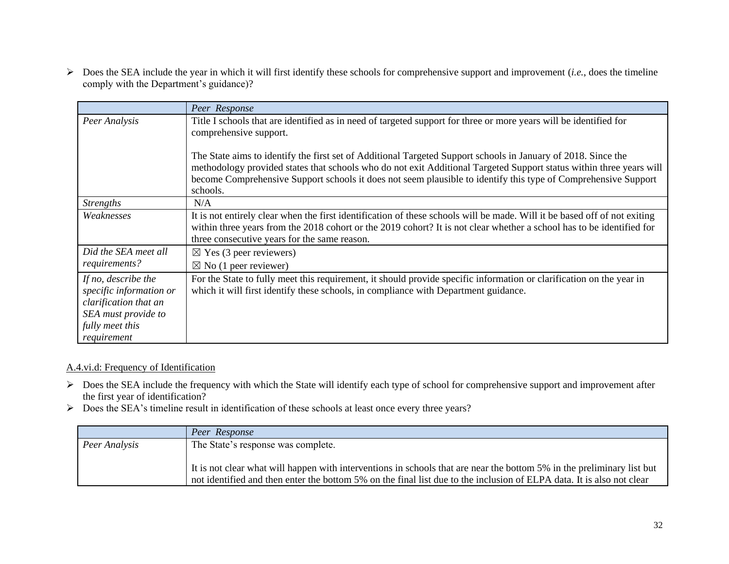- Does the SEA include the year in which it will first identify these schools for comprehensive support and improvement (*i.e.*, does the timeline comply with the Department's guidance)?

| | *Peer Response* |
|---|---|
| *Peer Analysis* | Title I schools that are identified as in need of targeted support for three or more years will be identified for comprehensive support.<br><br>The State aims to identify the first set of Additional Targeted Support schools in January of 2018. Since the methodology provided states that schools who do not exit Additional Targeted Support status within three years will become Comprehensive Support schools it does not seem plausible to identify this type of Comprehensive Support schools. |
| *Strengths* | N/A |
| *Weaknesses* | It is not entirely clear when the first identification of these schools will be made. Will it be based off of not exiting within three years from the 2018 cohort or the 2019 cohort? It is not clear whether a school has to be identified for three consecutive years for the same reason. |
| *Did the SEA meet all requirements?* | ☒ Yes (3 peer reviewers)<br>☒ No (1 peer reviewer) |
| *If no, describe the specific information or clarification that an SEA must provide to fully meet this requirement* | For the State to fully meet this requirement, it should provide specific information or clarification on the year in which it will first identify these schools, in compliance with Department guidance. |

A.4.vi.d: Frequency of Identification

- Does the SEA include the frequency with which the State will identify each type of school for comprehensive support and improvement after the first year of identification?
- Does the SEA's timeline result in identification of these schools at least once every three years?

| | *Peer Response* |
|---|---|
| *Peer Analysis* | The State's response was complete.<br><br>It is not clear what will happen with interventions in schools that are near the bottom 5% in the preliminary list but not identified and then enter the bottom 5% on the final list due to the inclusion of ELPA data. It is also not clear |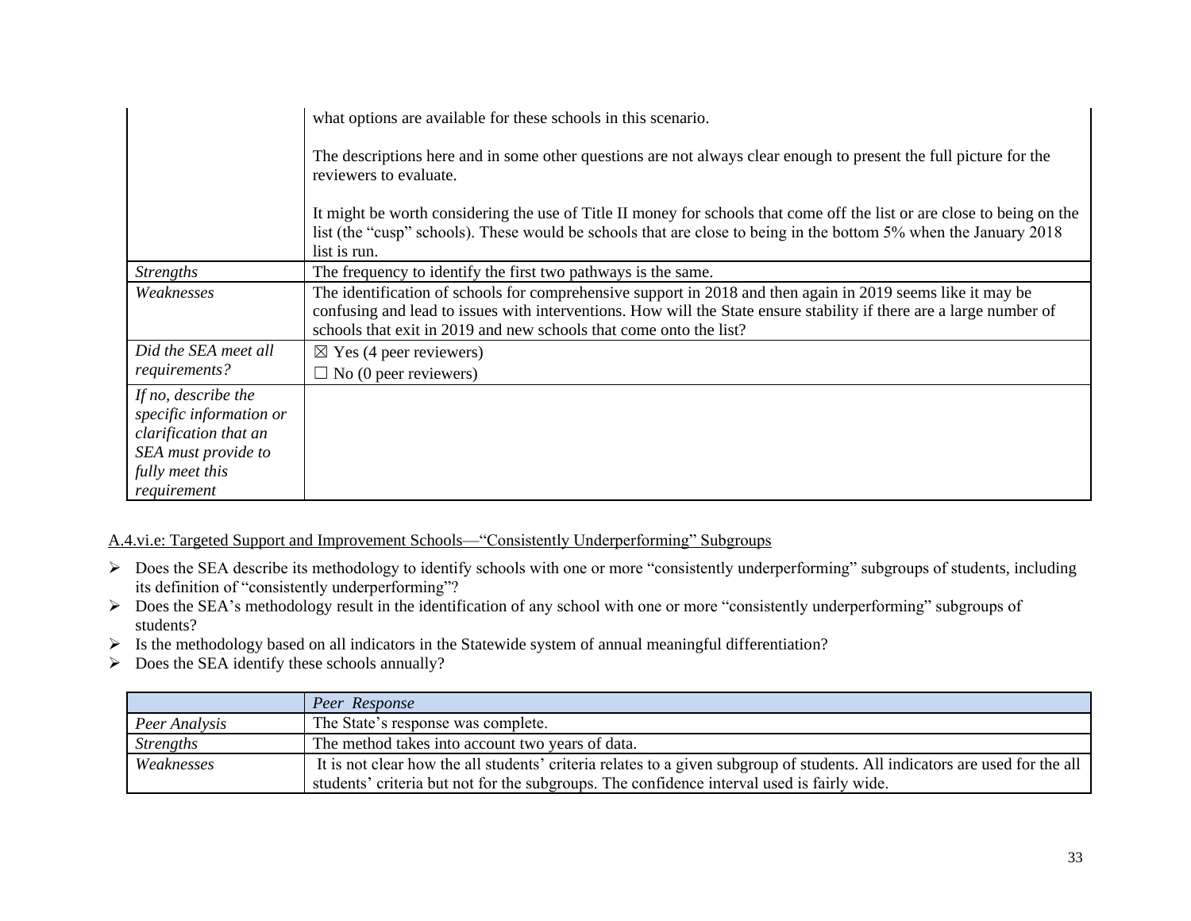| | |
|---|---|
| | what options are available for these schools in this scenario.<br><br>The descriptions here and in some other questions are not always clear enough to present the full picture for the reviewers to evaluate.<br><br>It might be worth considering the use of Title II money for schools that come off the list or are close to being on the list (the "cusp" schools). These would be schools that are close to being in the bottom 5% when the January 2018 list is run. |
| *Strengths* | The frequency to identify the first two pathways is the same. |
| *Weaknesses* | The identification of schools for comprehensive support in 2018 and then again in 2019 seems like it may be confusing and lead to issues with interventions. How will the State ensure stability if there are a large number of schools that exit in 2019 and new schools that come onto the list? |
| *Did the SEA meet all requirements?* | ☒ Yes (4 peer reviewers)<br>☐ No (0 peer reviewers) |
| *If no, describe the specific information or clarification that an SEA must provide to fully meet this requirement* | |

A.4.vi.e: Targeted Support and Improvement Schools—"Consistently Underperforming" Subgroups

- Does the SEA describe its methodology to identify schools with one or more "consistently underperforming" subgroups of students, including its definition of "consistently underperforming"?
- Does the SEA's methodology result in the identification of any school with one or more "consistently underperforming" subgroups of students?
- Is the methodology based on all indicators in the Statewide system of annual meaningful differentiation?
- Does the SEA identify these schools annually?

| | *Peer Response* |
|---|---|
| *Peer Analysis* | The State's response was complete. |
| *Strengths* | The method takes into account two years of data. |
| *Weaknesses* | It is not clear how the all students' criteria relates to a given subgroup of students. All indicators are used for the all students' criteria but not for the subgroups. The confidence interval used is fairly wide. |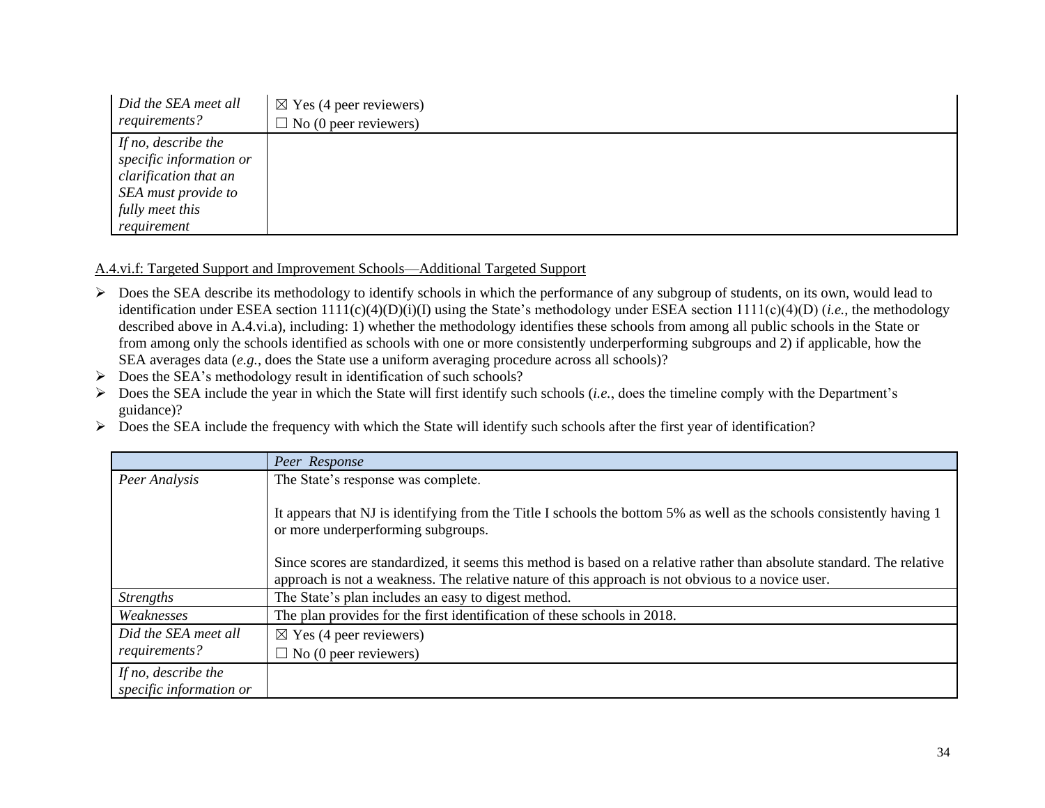| | |
|---|---|
| *Did the SEA meet all requirements?* | ☒ Yes (4 peer reviewers)<br>☐ No (0 peer reviewers) |
| *If no, describe the specific information or clarification that an SEA must provide to fully meet this requirement* | |

A.4.vi.f: Targeted Support and Improvement Schools—Additional Targeted Support

- Does the SEA describe its methodology to identify schools in which the performance of any subgroup of students, on its own, would lead to identification under ESEA section 1111(c)(4)(D)(i)(I) using the State's methodology under ESEA section 1111(c)(4)(D) (*i.e.*, the methodology described above in A.4.vi.a), including: 1) whether the methodology identifies these schools from among all public schools in the State or from among only the schools identified as schools with one or more consistently underperforming subgroups and 2) if applicable, how the SEA averages data (*e.g.*, does the State use a uniform averaging procedure across all schools)?
- Does the SEA's methodology result in identification of such schools?
- Does the SEA include the year in which the State will first identify such schools (*i.e.*, does the timeline comply with the Department's guidance)?
- Does the SEA include the frequency with which the State will identify such schools after the first year of identification?

| | *Peer Response* |
|---|---|
| *Peer Analysis* | The State's response was complete.<br><br>It appears that NJ is identifying from the Title I schools the bottom 5% as well as the schools consistently having 1 or more underperforming subgroups.<br><br>Since scores are standardized, it seems this method is based on a relative rather than absolute standard. The relative approach is not a weakness. The relative nature of this approach is not obvious to a novice user. |
| *Strengths* | The State's plan includes an easy to digest method. |
| *Weaknesses* | The plan provides for the first identification of these schools in 2018. |
| *Did the SEA meet all requirements?* | ☒ Yes (4 peer reviewers)<br>☐ No (0 peer reviewers) |
| *If no, describe the specific information or* | |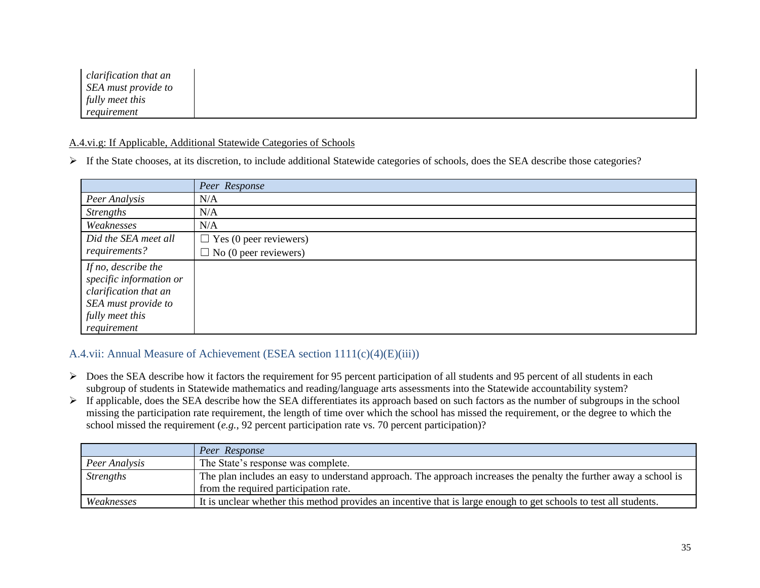| | |
|---|---|
| *clarification that an SEA must provide to fully meet this requirement* | |

A.4.vi.g: If Applicable, Additional Statewide Categories of Schools

- If the State chooses, at its discretion, to include additional Statewide categories of schools, does the SEA describe those categories?

| | *Peer Response* |
|---|---|
| *Peer Analysis* | N/A |
| *Strengths* | N/A |
| *Weaknesses* | N/A |
| *Did the SEA meet all requirements?* | ☐ Yes (0 peer reviewers)<br>☐ No (0 peer reviewers) |
| *If no, describe the specific information or clarification that an SEA must provide to fully meet this requirement* | |

## A.4.vii: Annual Measure of Achievement (ESEA section 1111(c)(4)(E)(iii))

- Does the SEA describe how it factors the requirement for 95 percent participation of all students and 95 percent of all students in each subgroup of students in Statewide mathematics and reading/language arts assessments into the Statewide accountability system?
- If applicable, does the SEA describe how the SEA differentiates its approach based on such factors as the number of subgroups in the school missing the participation rate requirement, the length of time over which the school has missed the requirement, or the degree to which the school missed the requirement (*e.g.*, 92 percent participation rate vs. 70 percent participation)?

| | *Peer Response* |
|---|---|
| *Peer Analysis* | The State's response was complete. |
| *Strengths* | The plan includes an easy to understand approach. The approach increases the penalty the further away a school is from the required participation rate. |
| *Weaknesses* | It is unclear whether this method provides an incentive that is large enough to get schools to test all students. |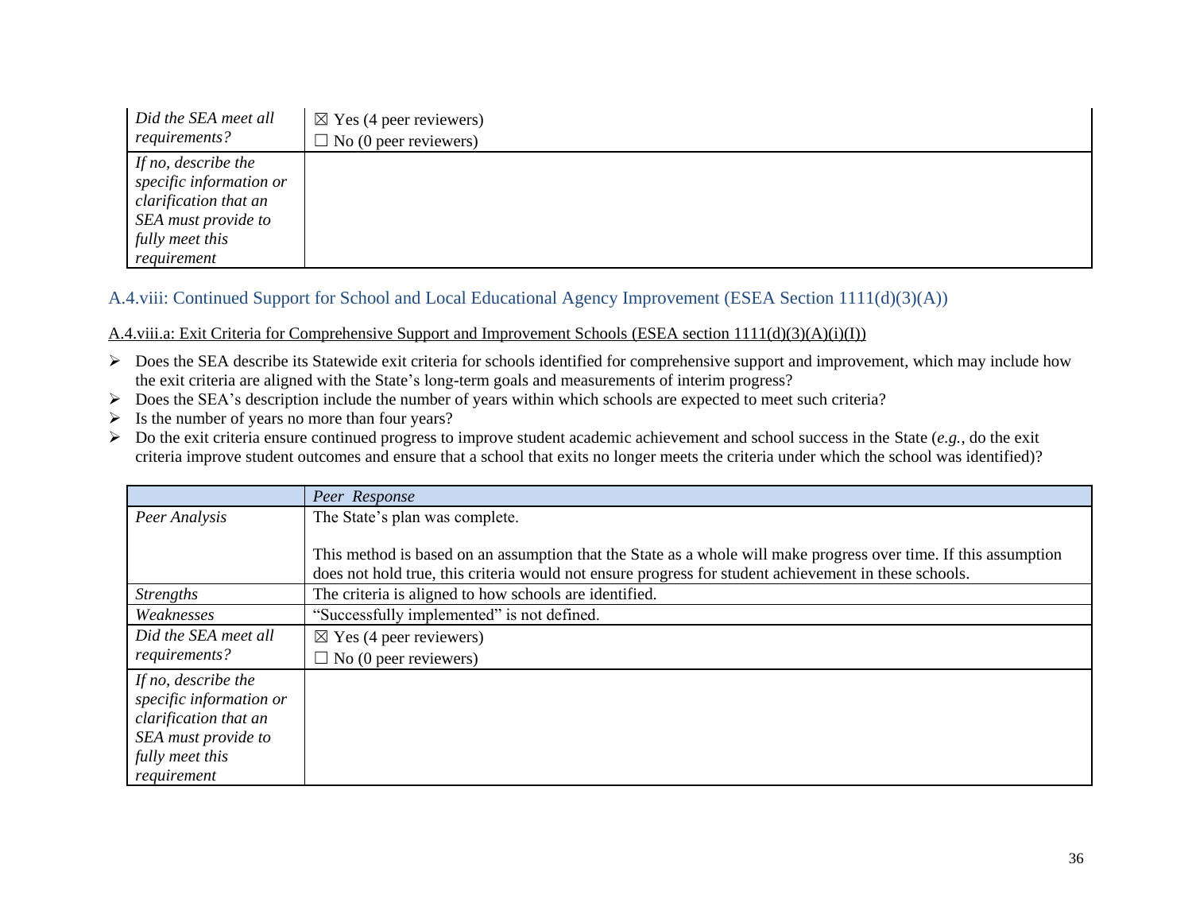| | |
|---|---|
| *Did the SEA meet all requirements?* | ☒ Yes (4 peer reviewers)<br>☐ No (0 peer reviewers) |
| *If no, describe the specific information or clarification that an SEA must provide to fully meet this requirement* | |

## A.4.viii: Continued Support for School and Local Educational Agency Improvement (ESEA Section 1111(d)(3)(A))

### A.4.viii.a: Exit Criteria for Comprehensive Support and Improvement Schools (ESEA section 1111(d)(3)(A)(i)(I))

- Does the SEA describe its Statewide exit criteria for schools identified for comprehensive support and improvement, which may include how the exit criteria are aligned with the State's long-term goals and measurements of interim progress?
- Does the SEA's description include the number of years within which schools are expected to meet such criteria?
- Is the number of years no more than four years?
- Do the exit criteria ensure continued progress to improve student academic achievement and school success in the State (*e.g.*, do the exit criteria improve student outcomes and ensure that a school that exits no longer meets the criteria under which the school was identified)?

| | *Peer Response* |
|---|---|
| *Peer Analysis* | The State's plan was complete.<br><br>This method is based on an assumption that the State as a whole will make progress over time. If this assumption does not hold true, this criteria would not ensure progress for student achievement in these schools. |
| *Strengths* | The criteria is aligned to how schools are identified. |
| *Weaknesses* | "Successfully implemented" is not defined. |
| *Did the SEA meet all requirements?* | ☒ Yes (4 peer reviewers)<br>☐ No (0 peer reviewers) |
| *If no, describe the specific information or clarification that an SEA must provide to fully meet this requirement* | |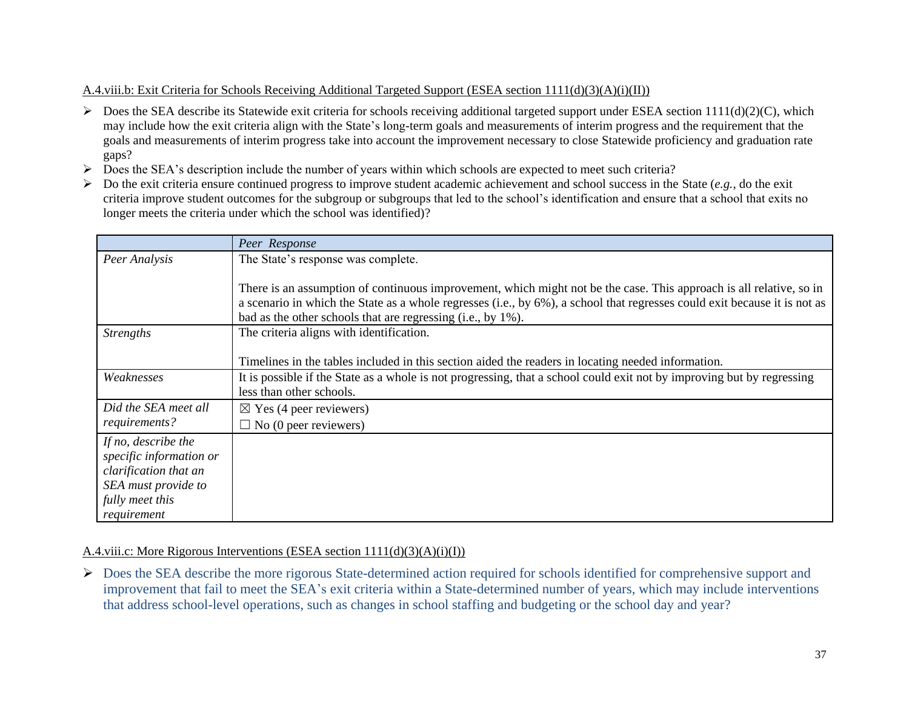A.4.viii.b: Exit Criteria for Schools Receiving Additional Targeted Support (ESEA section 1111(d)(3)(A)(i)(II))

- Does the SEA describe its Statewide exit criteria for schools receiving additional targeted support under ESEA section 1111(d)(2)(C), which may include how the exit criteria align with the State's long-term goals and measurements of interim progress and the requirement that the goals and measurements of interim progress take into account the improvement necessary to close Statewide proficiency and graduation rate gaps?
- Does the SEA's description include the number of years within which schools are expected to meet such criteria?
- Do the exit criteria ensure continued progress to improve student academic achievement and school success in the State (*e.g.*, do the exit criteria improve student outcomes for the subgroup or subgroups that led to the school's identification and ensure that a school that exits no longer meets the criteria under which the school was identified)?

| | *Peer Response* |
|---|---|
| *Peer Analysis* | The State's response was complete.<br><br>There is an assumption of continuous improvement, which might not be the case. This approach is all relative, so in a scenario in which the State as a whole regresses (i.e., by 6%), a school that regresses could exit because it is not as bad as the other schools that are regressing (i.e., by 1%). |
| *Strengths* | The criteria aligns with identification.<br><br>Timelines in the tables included in this section aided the readers in locating needed information. |
| *Weaknesses* | It is possible if the State as a whole is not progressing, that a school could exit not by improving but by regressing less than other schools. |
| *Did the SEA meet all requirements?* | ☒ Yes (4 peer reviewers)<br>☐ No (0 peer reviewers) |
| *If no, describe the specific information or clarification that an SEA must provide to fully meet this requirement* | |

A.4.viii.c: More Rigorous Interventions (ESEA section 1111(d)(3)(A)(i)(I))

- Does the SEA describe the more rigorous State-determined action required for schools identified for comprehensive support and improvement that fail to meet the SEA's exit criteria within a State-determined number of years, which may include interventions that address school-level operations, such as changes in school staffing and budgeting or the school day and year?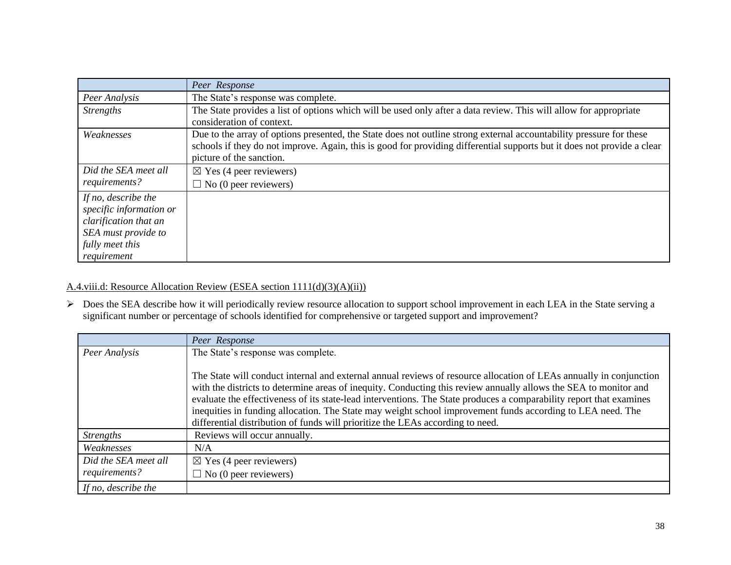| | *Peer Response* |
|---|---|
| *Peer Analysis* | The State's response was complete. |
| *Strengths* | The State provides a list of options which will be used only after a data review. This will allow for appropriate consideration of context. |
| *Weaknesses* | Due to the array of options presented, the State does not outline strong external accountability pressure for these schools if they do not improve. Again, this is good for providing differential supports but it does not provide a clear picture of the sanction. |
| *Did the SEA meet all requirements?* | ☒ Yes (4 peer reviewers)<br>☐ No (0 peer reviewers) |
| *If no, describe the specific information or clarification that an SEA must provide to fully meet this requirement* | |

A.4.viii.d: Resource Allocation Review (ESEA section 1111(d)(3)(A)(ii))

- Does the SEA describe how it will periodically review resource allocation to support school improvement in each LEA in the State serving a significant number or percentage of schools identified for comprehensive or targeted support and improvement?

| | *Peer Response* |
|---|---|
| *Peer Analysis* | The State's response was complete.<br><br>The State will conduct internal and external annual reviews of resource allocation of LEAs annually in conjunction with the districts to determine areas of inequity. Conducting this review annually allows the SEA to monitor and evaluate the effectiveness of its state-lead interventions. The State produces a comparability report that examines inequities in funding allocation. The State may weight school improvement funds according to LEA need. The differential distribution of funds will prioritize the LEAs according to need. |
| *Strengths* | Reviews will occur annually. |
| *Weaknesses* | N/A |
| *Did the SEA meet all requirements?* | ☒ Yes (4 peer reviewers)<br>☐ No (0 peer reviewers) |
| *If no, describe the* | |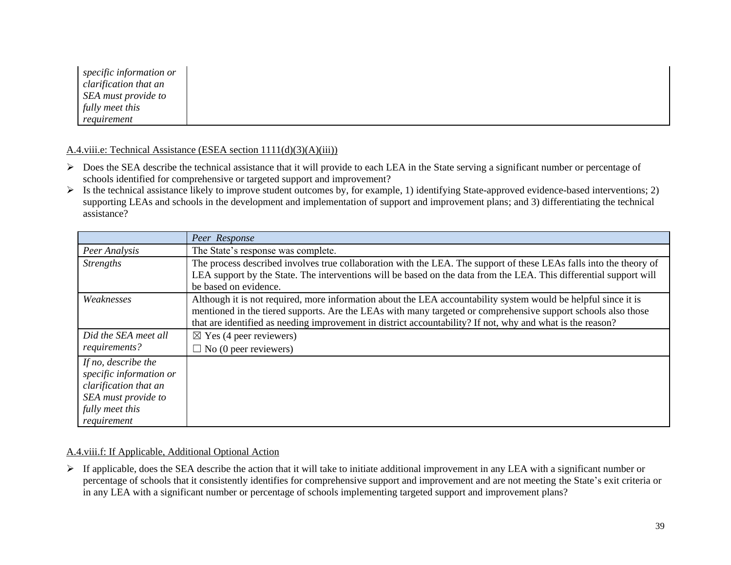| | |
|---|---|
| *specific information or clarification that an SEA must provide to fully meet this requirement* | |

A.4.viii.e: Technical Assistance (ESEA section 1111(d)(3)(A)(iii))

- Does the SEA describe the technical assistance that it will provide to each LEA in the State serving a significant number or percentage of schools identified for comprehensive or targeted support and improvement?
- Is the technical assistance likely to improve student outcomes by, for example, 1) identifying State-approved evidence-based interventions; 2) supporting LEAs and schools in the development and implementation of support and improvement plans; and 3) differentiating the technical assistance?

| | *Peer Response* |
|---|---|
| *Peer Analysis* | The State's response was complete. |
| *Strengths* | The process described involves true collaboration with the LEA. The support of these LEAs falls into the theory of LEA support by the State. The interventions will be based on the data from the LEA. This differential support will be based on evidence. |
| *Weaknesses* | Although it is not required, more information about the LEA accountability system would be helpful since it is mentioned in the tiered supports. Are the LEAs with many targeted or comprehensive support schools also those that are identified as needing improvement in district accountability? If not, why and what is the reason? |
| *Did the SEA meet all requirements?* | ☒ Yes (4 peer reviewers)<br>☐ No (0 peer reviewers) |
| *If no, describe the specific information or clarification that an SEA must provide to fully meet this requirement* | |

A.4.viii.f: If Applicable, Additional Optional Action

- If applicable, does the SEA describe the action that it will take to initiate additional improvement in any LEA with a significant number or percentage of schools that it consistently identifies for comprehensive support and improvement and are not meeting the State's exit criteria or in any LEA with a significant number or percentage of schools implementing targeted support and improvement plans?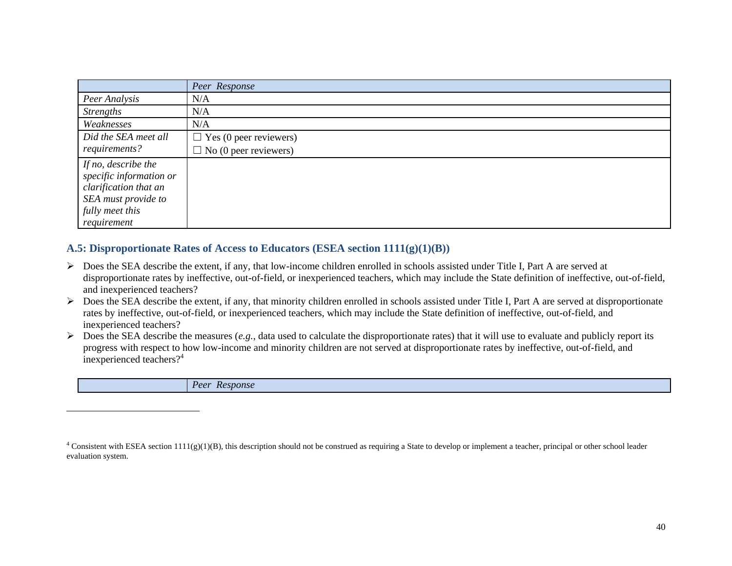| | *Peer Response* |
|---|---|
| *Peer Analysis* | N/A |
| *Strengths* | N/A |
| *Weaknesses* | N/A |
| *Did the SEA meet all requirements?* | ☐ Yes (0 peer reviewers)<br>☐ No (0 peer reviewers) |
| *If no, describe the specific information or clarification that an SEA must provide to fully meet this requirement* | |

### A.5: Disproportionate Rates of Access to Educators (ESEA section 1111(g)(1)(B))

- Does the SEA describe the extent, if any, that low-income children enrolled in schools assisted under Title I, Part A are served at disproportionate rates by ineffective, out-of-field, or inexperienced teachers, which may include the State definition of ineffective, out-of-field, and inexperienced teachers?
- Does the SEA describe the extent, if any, that minority children enrolled in schools assisted under Title I, Part A are served at disproportionate rates by ineffective, out-of-field, or inexperienced teachers, which may include the State definition of ineffective, out-of-field, and inexperienced teachers?
- Does the SEA describe the measures (*e.g.*, data used to calculate the disproportionate rates) that it will use to evaluate and publicly report its progress with respect to how low-income and minority children are not served at disproportionate rates by ineffective, out-of-field, and inexperienced teachers?[4]

| | *Peer Response* |
|---|---|

[4] Consistent with ESEA section 1111(g)(1)(B), this description should not be construed as requiring a State to develop or implement a teacher, principal or other school leader evaluation system.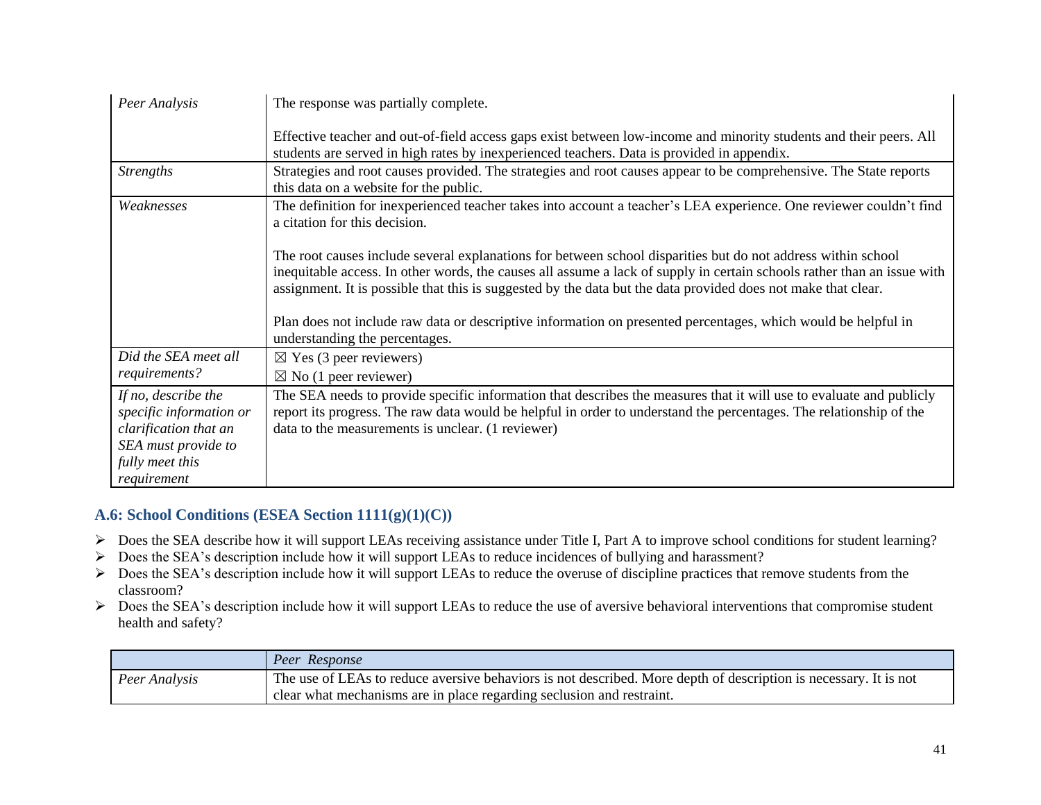| | |
|---|---|
| *Peer Analysis* | The response was partially complete.<br><br>Effective teacher and out-of-field access gaps exist between low-income and minority students and their peers. All students are served in high rates by inexperienced teachers. Data is provided in appendix. |
| *Strengths* | Strategies and root causes provided. The strategies and root causes appear to be comprehensive. The State reports this data on a website for the public. |
| *Weaknesses* | The definition for inexperienced teacher takes into account a teacher's LEA experience. One reviewer couldn't find a citation for this decision.<br><br>The root causes include several explanations for between school disparities but do not address within school inequitable access. In other words, the causes all assume a lack of supply in certain schools rather than an issue with assignment. It is possible that this is suggested by the data but the data provided does not make that clear.<br><br>Plan does not include raw data or descriptive information on presented percentages, which would be helpful in understanding the percentages. |
| *Did the SEA meet all requirements?* | ☒ Yes (3 peer reviewers)<br>☒ No (1 peer reviewer) |
| *If no, describe the specific information or clarification that an SEA must provide to fully meet this requirement* | The SEA needs to provide specific information that describes the measures that it will use to evaluate and publicly report its progress. The raw data would be helpful in order to understand the percentages. The relationship of the data to the measurements is unclear. (1 reviewer) |

### A.6: School Conditions (ESEA Section 1111(g)(1)(C))

- Does the SEA describe how it will support LEAs receiving assistance under Title I, Part A to improve school conditions for student learning?
- Does the SEA's description include how it will support LEAs to reduce incidences of bullying and harassment?
- Does the SEA's description include how it will support LEAs to reduce the overuse of discipline practices that remove students from the classroom?
- Does the SEA's description include how it will support LEAs to reduce the use of aversive behavioral interventions that compromise student health and safety?

| | *Peer Response* |
|---|---|
| *Peer Analysis* | The use of LEAs to reduce aversive behaviors is not described. More depth of description is necessary. It is not clear what mechanisms are in place regarding seclusion and restraint. |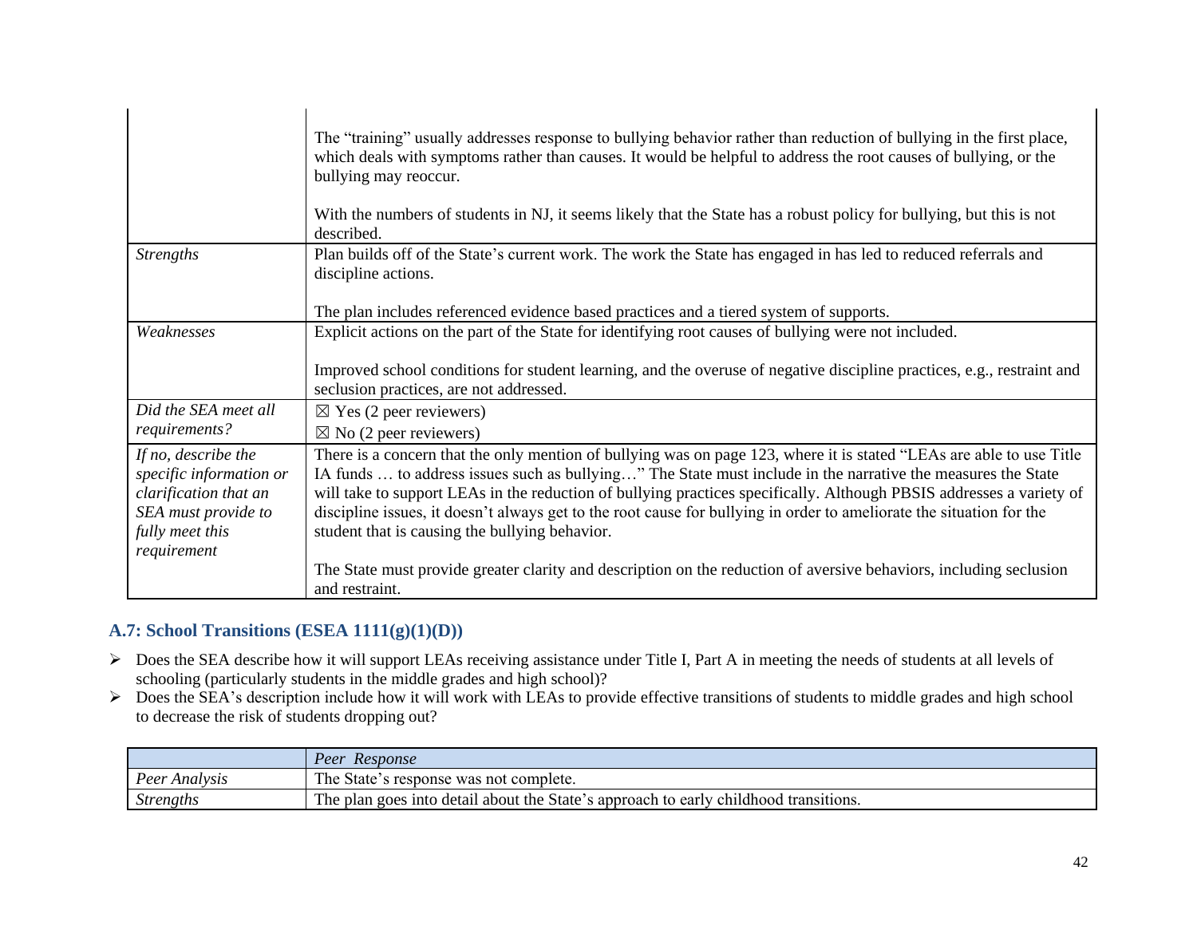| | |
|---|---|
| | The "training" usually addresses response to bullying behavior rather than reduction of bullying in the first place, which deals with symptoms rather than causes. It would be helpful to address the root causes of bullying, or the bullying may reoccur.<br><br>With the numbers of students in NJ, it seems likely that the State has a robust policy for bullying, but this is not described. |
| *Strengths* | Plan builds off of the State's current work. The work the State has engaged in has led to reduced referrals and discipline actions.<br><br>The plan includes referenced evidence based practices and a tiered system of supports. |
| *Weaknesses* | Explicit actions on the part of the State for identifying root causes of bullying were not included.<br><br>Improved school conditions for student learning, and the overuse of negative discipline practices, e.g., restraint and seclusion practices, are not addressed. |
| *Did the SEA meet all requirements?* | ☒ Yes (2 peer reviewers)<br>☒ No (2 peer reviewers) |
| *If no, describe the specific information or clarification that an SEA must provide to fully meet this requirement* | There is a concern that the only mention of bullying was on page 123, where it is stated "LEAs are able to use Title IA funds … to address issues such as bullying…" The State must include in the narrative the measures the State will take to support LEAs in the reduction of bullying practices specifically. Although PBSIS addresses a variety of discipline issues, it doesn't always get to the root cause for bullying in order to ameliorate the situation for the student that is causing the bullying behavior.<br><br>The State must provide greater clarity and description on the reduction of aversive behaviors, including seclusion and restraint. |

### A.7: School Transitions (ESEA 1111(g)(1)(D))

- Does the SEA describe how it will support LEAs receiving assistance under Title I, Part A in meeting the needs of students at all levels of schooling (particularly students in the middle grades and high school)?
- Does the SEA's description include how it will work with LEAs to provide effective transitions of students to middle grades and high school to decrease the risk of students dropping out?

| | *Peer Response* |
|---|---|
| *Peer Analysis* | The State's response was not complete. |
| *Strengths* | The plan goes into detail about the State's approach to early childhood transitions. |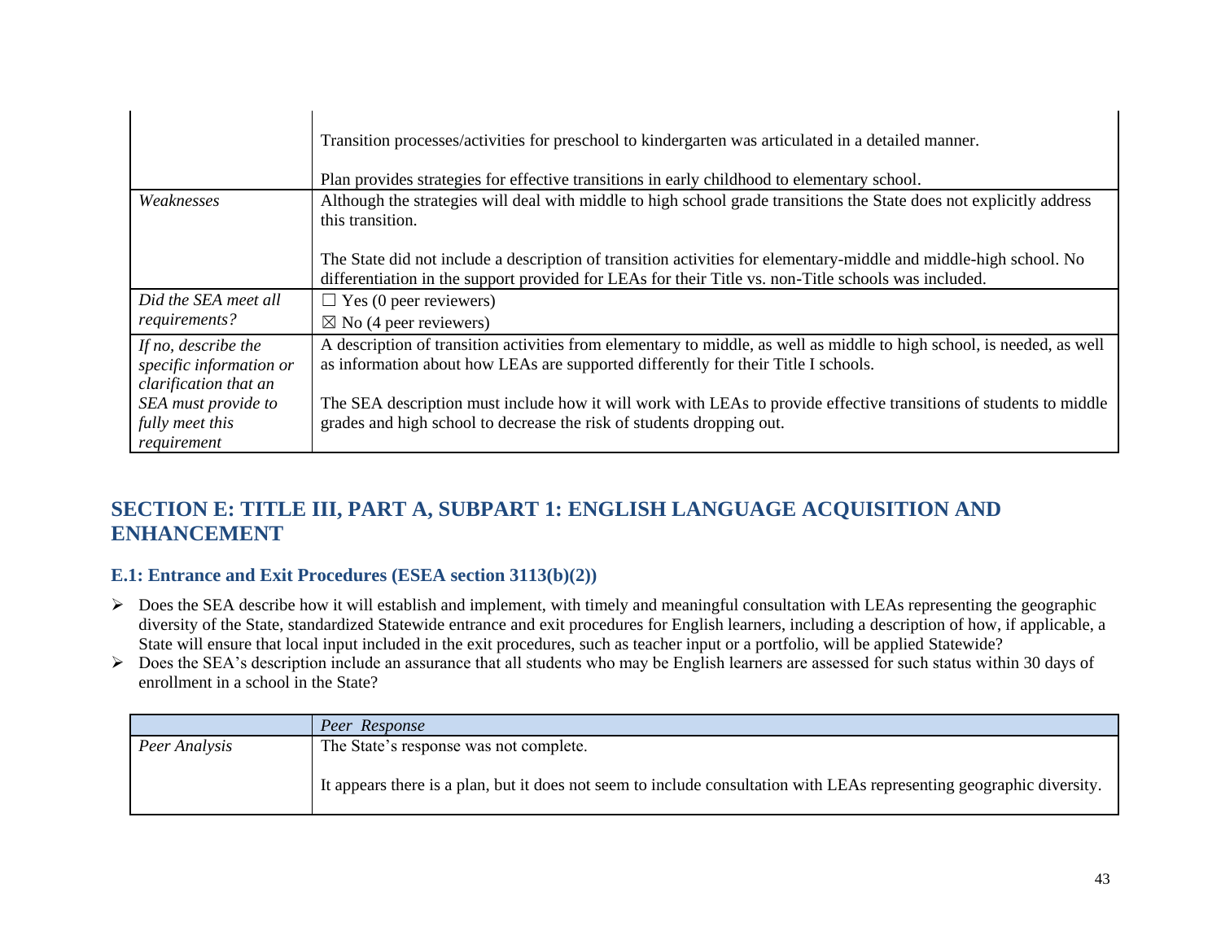| | |
|---|---|
| | Transition processes/activities for preschool to kindergarten was articulated in a detailed manner.<br><br>Plan provides strategies for effective transitions in early childhood to elementary school. |
| *Weaknesses* | Although the strategies will deal with middle to high school grade transitions the State does not explicitly address this transition.<br><br>The State did not include a description of transition activities for elementary-middle and middle-high school. No differentiation in the support provided for LEAs for their Title vs. non-Title schools was included. |
| *Did the SEA meet all requirements?* | ☐ Yes (0 peer reviewers)<br>☒ No (4 peer reviewers) |
| *If no, describe the specific information or clarification that an SEA must provide to fully meet this requirement* | A description of transition activities from elementary to middle, as well as middle to high school, is needed, as well as information about how LEAs are supported differently for their Title I schools.<br><br>The SEA description must include how it will work with LEAs to provide effective transitions of students to middle grades and high school to decrease the risk of students dropping out. |

## SECTION E: TITLE III, PART A, SUBPART 1: ENGLISH LANGUAGE ACQUISITION AND ENHANCEMENT

### E.1: Entrance and Exit Procedures (ESEA section 3113(b)(2))

- Does the SEA describe how it will establish and implement, with timely and meaningful consultation with LEAs representing the geographic diversity of the State, standardized Statewide entrance and exit procedures for English learners, including a description of how, if applicable, a State will ensure that local input included in the exit procedures, such as teacher input or a portfolio, will be applied Statewide?
- Does the SEA's description include an assurance that all students who may be English learners are assessed for such status within 30 days of enrollment in a school in the State?

| | *Peer Response* |
|---|---|
| *Peer Analysis* | The State's response was not complete.<br><br>It appears there is a plan, but it does not seem to include consultation with LEAs representing geographic diversity. |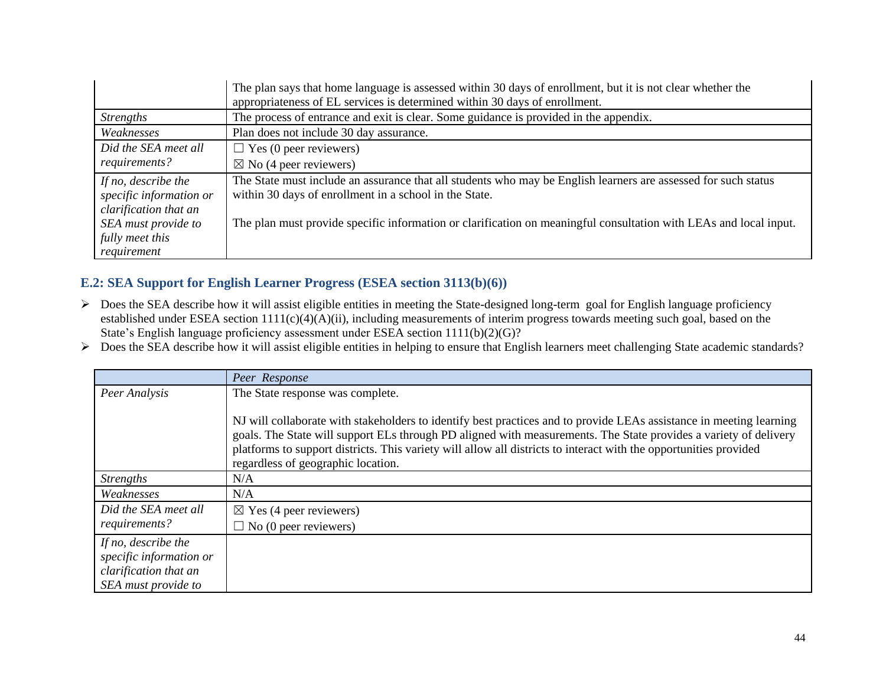| | |
|---|---|
| | The plan says that home language is assessed within 30 days of enrollment, but it is not clear whether the appropriateness of EL services is determined within 30 days of enrollment. |
| *Strengths* | The process of entrance and exit is clear. Some guidance is provided in the appendix. |
| *Weaknesses* | Plan does not include 30 day assurance. |
| *Did the SEA meet all requirements?* | ☐ Yes (0 peer reviewers)<br>☒ No (4 peer reviewers) |
| *If no, describe the specific information or clarification that an SEA must provide to fully meet this requirement* | The State must include an assurance that all students who may be English learners are assessed for such status within 30 days of enrollment in a school in the State.<br><br>The plan must provide specific information or clarification on meaningful consultation with LEAs and local input. |

### E.2: SEA Support for English Learner Progress (ESEA section 3113(b)(6))

- Does the SEA describe how it will assist eligible entities in meeting the State-designed long-term goal for English language proficiency established under ESEA section 1111(c)(4)(A)(ii), including measurements of interim progress towards meeting such goal, based on the State's English language proficiency assessment under ESEA section 1111(b)(2)(G)?
- Does the SEA describe how it will assist eligible entities in helping to ensure that English learners meet challenging State academic standards?

| | *Peer Response* |
|---|---|
| *Peer Analysis* | The State response was complete.<br><br>NJ will collaborate with stakeholders to identify best practices and to provide LEAs assistance in meeting learning goals. The State will support ELs through PD aligned with measurements. The State provides a variety of delivery platforms to support districts. This variety will allow all districts to interact with the opportunities provided regardless of geographic location. |
| *Strengths* | N/A |
| *Weaknesses* | N/A |
| *Did the SEA meet all requirements?* | ☒ Yes (4 peer reviewers)<br>☐ No (0 peer reviewers) |
| *If no, describe the specific information or clarification that an SEA must provide to* | |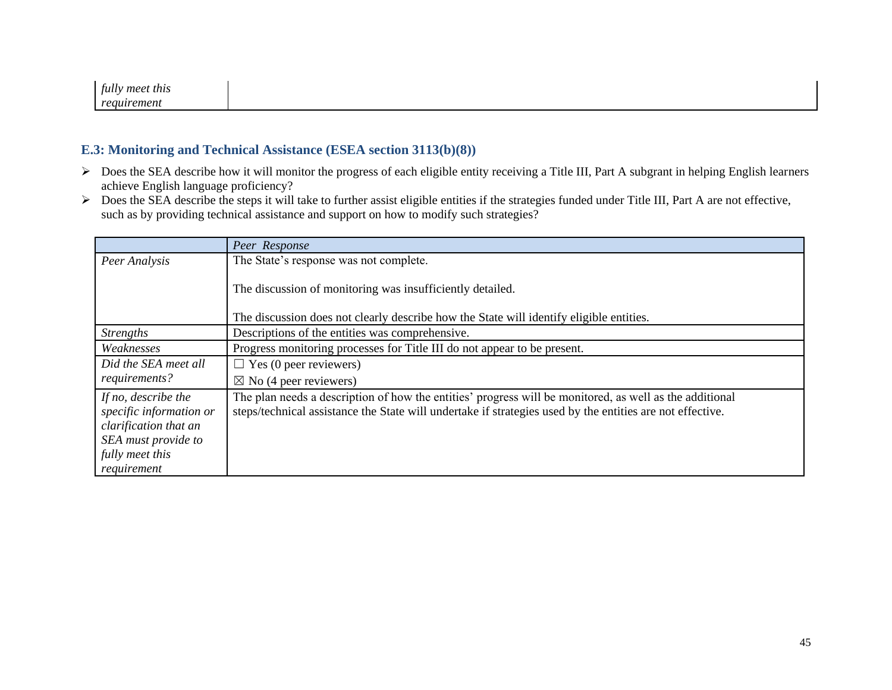| | |
|---|---|
| *fully meet this requirement* | |

### E.3: Monitoring and Technical Assistance (ESEA section 3113(b)(8))

- Does the SEA describe how it will monitor the progress of each eligible entity receiving a Title III, Part A subgrant in helping English learners achieve English language proficiency?
- Does the SEA describe the steps it will take to further assist eligible entities if the strategies funded under Title III, Part A are not effective, such as by providing technical assistance and support on how to modify such strategies?

| | *Peer Response* |
|---|---|
| *Peer Analysis* | The State's response was not complete.<br><br>The discussion of monitoring was insufficiently detailed.<br><br>The discussion does not clearly describe how the State will identify eligible entities. |
| *Strengths* | Descriptions of the entities was comprehensive. |
| *Weaknesses* | Progress monitoring processes for Title III do not appear to be present. |
| *Did the SEA meet all requirements?* | ☐ Yes (0 peer reviewers)<br>☒ No (4 peer reviewers) |
| *If no, describe the specific information or clarification that an SEA must provide to fully meet this requirement* | The plan needs a description of how the entities' progress will be monitored, as well as the additional steps/technical assistance the State will undertake if strategies used by the entities are not effective. |